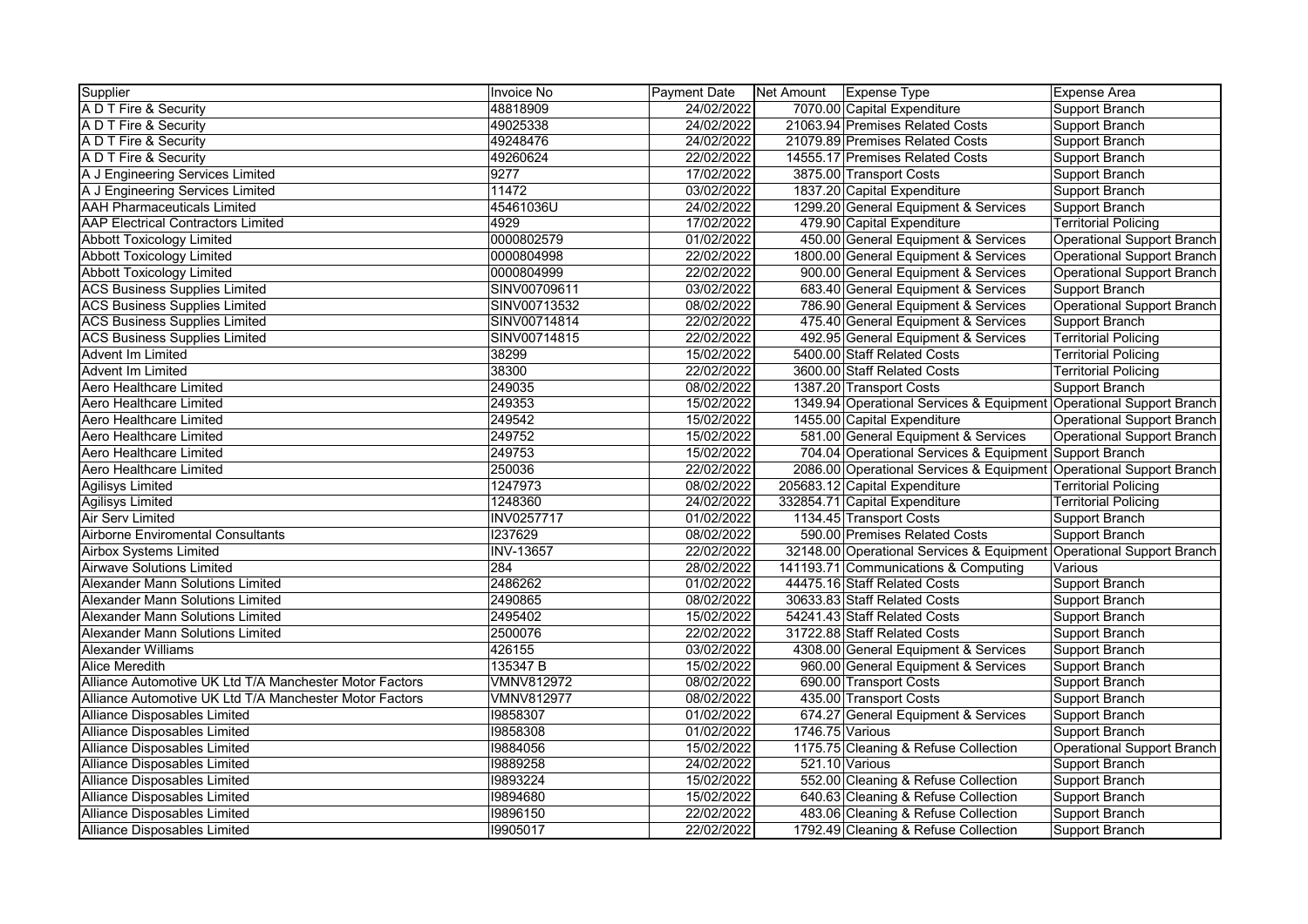| Supplier | Invoice No | Payment Date | Net Amount | Expense Type | Expense Area |
|---|---|---|---|---|---|
| A D T Fire & Security | 48818909 | 24/02/2022 | 7070.00 | Capital Expenditure | Support Branch |
| A D T Fire & Security | 49025338 | 24/02/2022 | 21063.94 | Premises Related Costs | Support Branch |
| A D T Fire & Security | 49248476 | 24/02/2022 | 21079.89 | Premises Related Costs | Support Branch |
| A D T Fire & Security | 49260624 | 22/02/2022 | 14555.17 | Premises Related Costs | Support Branch |
| A J Engineering Services Limited | 9277 | 17/02/2022 | 3875.00 | Transport Costs | Support Branch |
| A J Engineering Services Limited | 11472 | 03/02/2022 | 1837.20 | Capital Expenditure | Support Branch |
| AAH Pharmaceuticals Limited | 45461036U | 24/02/2022 | 1299.20 | General Equipment & Services | Support Branch |
| AAP Electrical Contractors Limited | 4929 | 17/02/2022 | 479.90 | Capital Expenditure | Territorial Policing |
| Abbott Toxicology Limited | 0000802579 | 01/02/2022 | 450.00 | General Equipment & Services | Operational Support Branch |
| Abbott Toxicology Limited | 0000804998 | 22/02/2022 | 1800.00 | General Equipment & Services | Operational Support Branch |
| Abbott Toxicology Limited | 0000804999 | 22/02/2022 | 900.00 | General Equipment & Services | Operational Support Branch |
| ACS Business Supplies Limited | SINV00709611 | 03/02/2022 | 683.40 | General Equipment & Services | Support Branch |
| ACS Business Supplies Limited | SINV00713532 | 08/02/2022 | 786.90 | General Equipment & Services | Operational Support Branch |
| ACS Business Supplies Limited | SINV00714814 | 22/02/2022 | 475.40 | General Equipment & Services | Support Branch |
| ACS Business Supplies Limited | SINV00714815 | 22/02/2022 | 492.95 | General Equipment & Services | Territorial Policing |
| Advent Im Limited | 38299 | 15/02/2022 | 5400.00 | Staff Related Costs | Territorial Policing |
| Advent Im Limited | 38300 | 22/02/2022 | 3600.00 | Staff Related Costs | Territorial Policing |
| Aero Healthcare Limited | 249035 | 08/02/2022 | 1387.20 | Transport Costs | Support Branch |
| Aero Healthcare Limited | 249353 | 15/02/2022 | 1349.94 | Operational Services & Equipment | Operational Support Branch |
| Aero Healthcare Limited | 249542 | 15/02/2022 | 1455.00 | Capital Expenditure | Operational Support Branch |
| Aero Healthcare Limited | 249752 | 15/02/2022 | 581.00 | General Equipment & Services | Operational Support Branch |
| Aero Healthcare Limited | 249753 | 15/02/2022 | 704.04 | Operational Services & Equipment | Support Branch |
| Aero Healthcare Limited | 250036 | 22/02/2022 | 2086.00 | Operational Services & Equipment | Operational Support Branch |
| Agilisys Limited | 1247973 | 08/02/2022 | 205683.12 | Capital Expenditure | Territorial Policing |
| Agilisys Limited | 1248360 | 24/02/2022 | 332854.71 | Capital Expenditure | Territorial Policing |
| Air Serv Limited | INV0257717 | 01/02/2022 | 1134.45 | Transport Costs | Support Branch |
| Airborne Enviromental Consultants | I237629 | 08/02/2022 | 590.00 | Premises Related Costs | Support Branch |
| Airbox Systems Limited | INV-13657 | 22/02/2022 | 32148.00 | Operational Services & Equipment | Operational Support Branch |
| Airwave Solutions Limited | 284 | 28/02/2022 | 141193.71 | Communications & Computing | Various |
| Alexander Mann Solutions Limited | 2486262 | 01/02/2022 | 44475.16 | Staff Related Costs | Support Branch |
| Alexander Mann Solutions Limited | 2490865 | 08/02/2022 | 30633.83 | Staff Related Costs | Support Branch |
| Alexander Mann Solutions Limited | 2495402 | 15/02/2022 | 54241.43 | Staff Related Costs | Support Branch |
| Alexander Mann Solutions Limited | 2500076 | 22/02/2022 | 31722.88 | Staff Related Costs | Support Branch |
| Alexander Williams | 426155 | 03/02/2022 | 4308.00 | General Equipment & Services | Support Branch |
| Alice Meredith | 135347 B | 15/02/2022 | 960.00 | General Equipment & Services | Support Branch |
| Alliance Automotive UK Ltd T/A Manchester Motor Factors | VMNV812972 | 08/02/2022 | 690.00 | Transport Costs | Support Branch |
| Alliance Automotive UK Ltd T/A Manchester Motor Factors | VMNV812977 | 08/02/2022 | 435.00 | Transport Costs | Support Branch |
| Alliance Disposables Limited | I9858307 | 01/02/2022 | 674.27 | General Equipment & Services | Support Branch |
| Alliance Disposables Limited | I9858308 | 01/02/2022 | 1746.75 | Various | Support Branch |
| Alliance Disposables Limited | I9884056 | 15/02/2022 | 1175.75 | Cleaning & Refuse Collection | Operational Support Branch |
| Alliance Disposables Limited | I9889258 | 24/02/2022 | 521.10 | Various | Support Branch |
| Alliance Disposables Limited | I9893224 | 15/02/2022 | 552.00 | Cleaning & Refuse Collection | Support Branch |
| Alliance Disposables Limited | I9894680 | 15/02/2022 | 640.63 | Cleaning & Refuse Collection | Support Branch |
| Alliance Disposables Limited | I9896150 | 22/02/2022 | 483.06 | Cleaning & Refuse Collection | Support Branch |
| Alliance Disposables Limited | I9905017 | 22/02/2022 | 1792.49 | Cleaning & Refuse Collection | Support Branch |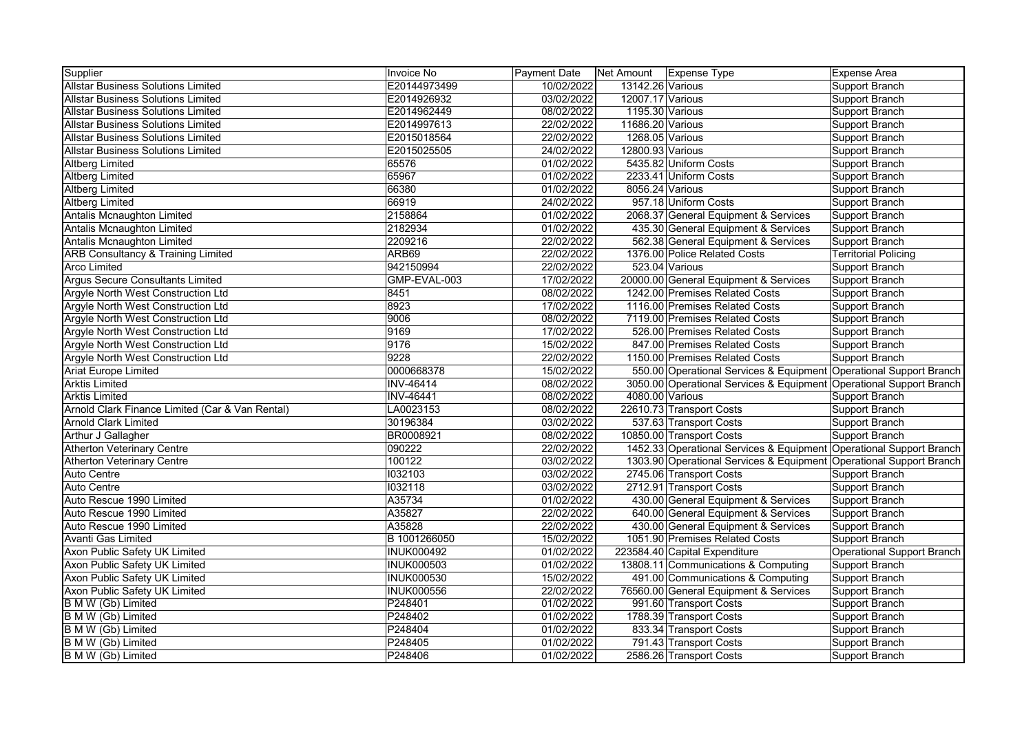| Supplier | Invoice No | Payment Date | Net Amount | Expense Type | Expense Area |
|---|---|---|---|---|---|
| Allstar Business Solutions Limited | E20144973499 | 10/02/2022 | 13142.26 | Various | Support Branch |
| Allstar Business Solutions Limited | E2014926932 | 03/02/2022 | 12007.17 | Various | Support Branch |
| Allstar Business Solutions Limited | E2014962449 | 08/02/2022 | 1195.30 | Various | Support Branch |
| Allstar Business Solutions Limited | E2014997613 | 22/02/2022 | 11686.20 | Various | Support Branch |
| Allstar Business Solutions Limited | E2015018564 | 22/02/2022 | 1268.05 | Various | Support Branch |
| Allstar Business Solutions Limited | E2015025505 | 24/02/2022 | 12800.93 | Various | Support Branch |
| Altberg Limited | 65576 | 01/02/2022 | 5435.82 | Uniform Costs | Support Branch |
| Altberg Limited | 65967 | 01/02/2022 | 2233.41 | Uniform Costs | Support Branch |
| Altberg Limited | 66380 | 01/02/2022 | 8056.24 | Various | Support Branch |
| Altberg Limited | 66919 | 24/02/2022 | 957.18 | Uniform Costs | Support Branch |
| Antalis Mcnaughton Limited | 2158864 | 01/02/2022 | 2068.37 | General Equipment & Services | Support Branch |
| Antalis Mcnaughton Limited | 2182934 | 01/02/2022 | 435.30 | General Equipment & Services | Support Branch |
| Antalis Mcnaughton Limited | 2209216 | 22/02/2022 | 562.38 | General Equipment & Services | Support Branch |
| ARB Consultancy & Training Limited | ARB69 | 22/02/2022 | 1376.00 | Police Related Costs | Territorial Policing |
| Arco Limited | 942150994 | 22/02/2022 | 523.04 | Various | Support Branch |
| Argus Secure Consultants Limited | GMP-EVAL-003 | 17/02/2022 | 20000.00 | General Equipment & Services | Support Branch |
| Argyle North West Construction Ltd | 8451 | 08/02/2022 | 1242.00 | Premises Related Costs | Support Branch |
| Argyle North West Construction Ltd | 8923 | 17/02/2022 | 1116.00 | Premises Related Costs | Support Branch |
| Argyle North West Construction Ltd | 9006 | 08/02/2022 | 7119.00 | Premises Related Costs | Support Branch |
| Argyle North West Construction Ltd | 9169 | 17/02/2022 | 526.00 | Premises Related Costs | Support Branch |
| Argyle North West Construction Ltd | 9176 | 15/02/2022 | 847.00 | Premises Related Costs | Support Branch |
| Argyle North West Construction Ltd | 9228 | 22/02/2022 | 1150.00 | Premises Related Costs | Support Branch |
| Ariat Europe Limited | 0000668378 | 15/02/2022 | 550.00 | Operational Services & Equipment | Operational Support Branch |
| Arktis Limited | INV-46414 | 08/02/2022 | 3050.00 | Operational Services & Equipment | Operational Support Branch |
| Arktis Limited | INV-46441 | 08/02/2022 | 4080.00 | Various | Support Branch |
| Arnold Clark Finance Limited (Car & Van Rental) | LA0023153 | 08/02/2022 | 22610.73 | Transport Costs | Support Branch |
| Arnold Clark Limited | 30196384 | 03/02/2022 | 537.63 | Transport Costs | Support Branch |
| Arthur J Gallagher | BR0008921 | 08/02/2022 | 10850.00 | Transport Costs | Support Branch |
| Atherton Veterinary Centre | 090222 | 22/02/2022 | 1452.33 | Operational Services & Equipment | Operational Support Branch |
| Atherton Veterinary Centre | 100122 | 03/02/2022 | 1303.90 | Operational Services & Equipment | Operational Support Branch |
| Auto Centre | I032103 | 03/02/2022 | 2745.06 | Transport Costs | Support Branch |
| Auto Centre | I032118 | 03/02/2022 | 2712.91 | Transport Costs | Support Branch |
| Auto Rescue 1990 Limited | A35734 | 01/02/2022 | 430.00 | General Equipment & Services | Support Branch |
| Auto Rescue 1990 Limited | A35827 | 22/02/2022 | 640.00 | General Equipment & Services | Support Branch |
| Auto Rescue 1990 Limited | A35828 | 22/02/2022 | 430.00 | General Equipment & Services | Support Branch |
| Avanti Gas Limited | B 1001266050 | 15/02/2022 | 1051.90 | Premises Related Costs | Support Branch |
| Axon Public Safety UK Limited | INUK000492 | 01/02/2022 | 223584.40 | Capital Expenditure | Operational Support Branch |
| Axon Public Safety UK Limited | INUK000503 | 01/02/2022 | 13808.11 | Communications & Computing | Support Branch |
| Axon Public Safety UK Limited | INUK000530 | 15/02/2022 | 491.00 | Communications & Computing | Support Branch |
| Axon Public Safety UK Limited | INUK000556 | 22/02/2022 | 76560.00 | General Equipment & Services | Support Branch |
| B M W (Gb) Limited | P248401 | 01/02/2022 | 991.60 | Transport Costs | Support Branch |
| B M W (Gb) Limited | P248402 | 01/02/2022 | 1788.39 | Transport Costs | Support Branch |
| B M W (Gb) Limited | P248404 | 01/02/2022 | 833.34 | Transport Costs | Support Branch |
| B M W (Gb) Limited | P248405 | 01/02/2022 | 791.43 | Transport Costs | Support Branch |
| B M W (Gb) Limited | P248406 | 01/02/2022 | 2586.26 | Transport Costs | Support Branch |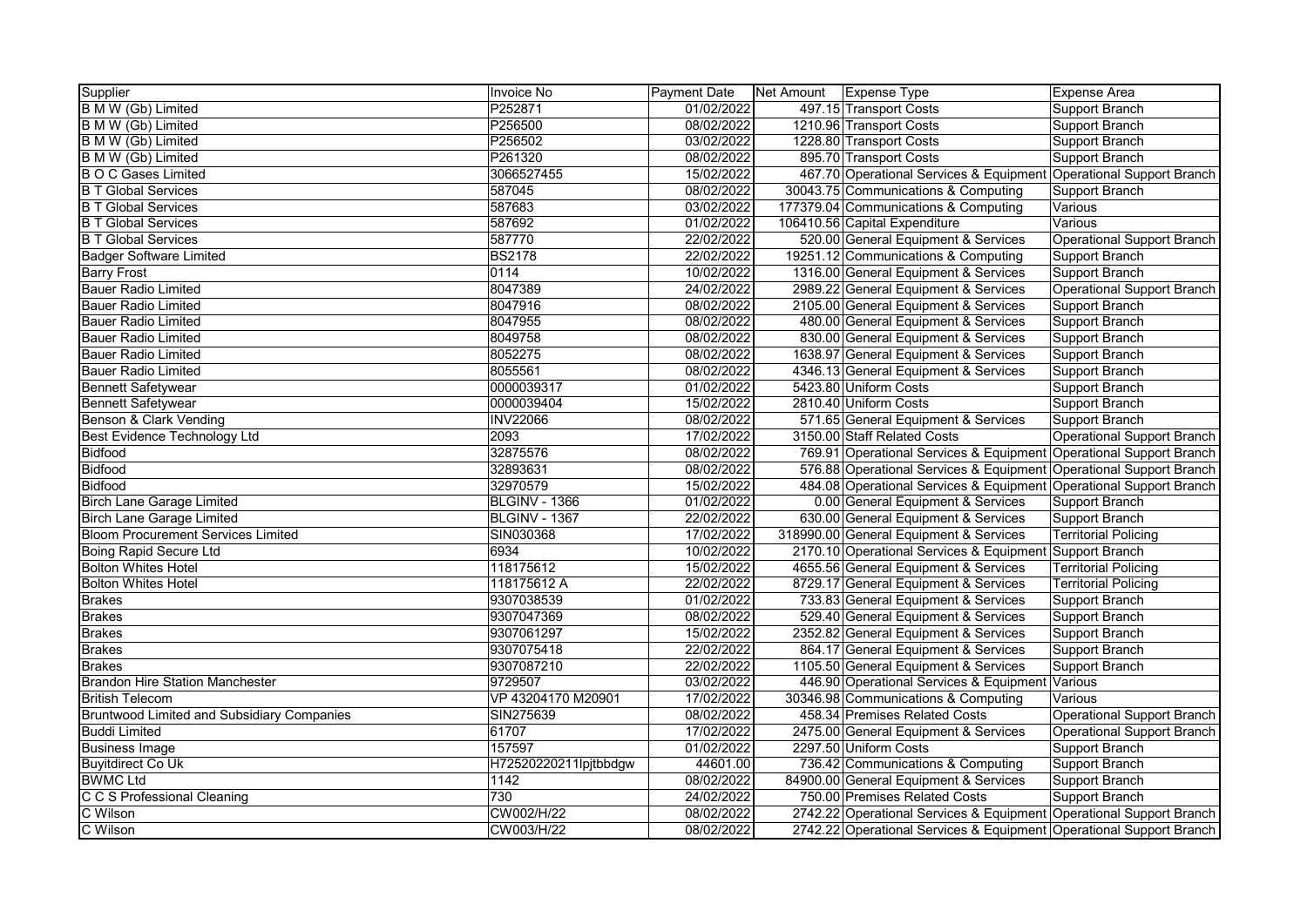| Supplier | Invoice No | Payment Date | Net Amount | Expense Type | Expense Area |
|---|---|---|---|---|---|
| B M W (Gb) Limited | P252871 | 01/02/2022 | 497.15 | Transport Costs | Support Branch |
| B M W (Gb) Limited | P256500 | 08/02/2022 | 1210.96 | Transport Costs | Support Branch |
| B M W (Gb) Limited | P256502 | 03/02/2022 | 1228.80 | Transport Costs | Support Branch |
| B M W (Gb) Limited | P261320 | 08/02/2022 | 895.70 | Transport Costs | Support Branch |
| B O C Gases Limited | 3066527455 | 15/02/2022 | 467.70 | Operational Services & Equipment | Operational Support Branch |
| B T Global Services | 587045 | 08/02/2022 | 30043.75 | Communications & Computing | Support Branch |
| B T Global Services | 587683 | 03/02/2022 | 177379.04 | Communications & Computing | Various |
| B T Global Services | 587692 | 01/02/2022 | 106410.56 | Capital Expenditure | Various |
| B T Global Services | 587770 | 22/02/2022 | 520.00 | General Equipment & Services | Operational Support Branch |
| Badger Software Limited | BS2178 | 22/02/2022 | 19251.12 | Communications & Computing | Support Branch |
| Barry Frost | 0114 | 10/02/2022 | 1316.00 | General Equipment & Services | Support Branch |
| Bauer Radio Limited | 8047389 | 24/02/2022 | 2989.22 | General Equipment & Services | Operational Support Branch |
| Bauer Radio Limited | 8047916 | 08/02/2022 | 2105.00 | General Equipment & Services | Support Branch |
| Bauer Radio Limited | 8047955 | 08/02/2022 | 480.00 | General Equipment & Services | Support Branch |
| Bauer Radio Limited | 8049758 | 08/02/2022 | 830.00 | General Equipment & Services | Support Branch |
| Bauer Radio Limited | 8052275 | 08/02/2022 | 1638.97 | General Equipment & Services | Support Branch |
| Bauer Radio Limited | 8055561 | 08/02/2022 | 4346.13 | General Equipment & Services | Support Branch |
| Bennett Safetywear | 0000039317 | 01/02/2022 | 5423.80 | Uniform Costs | Support Branch |
| Bennett Safetywear | 0000039404 | 15/02/2022 | 2810.40 | Uniform Costs | Support Branch |
| Benson & Clark Vending | INV22066 | 08/02/2022 | 571.65 | General Equipment & Services | Support Branch |
| Best Evidence Technology Ltd | 2093 | 17/02/2022 | 3150.00 | Staff Related Costs | Operational Support Branch |
| Bidfood | 32875576 | 08/02/2022 | 769.91 | Operational Services & Equipment | Operational Support Branch |
| Bidfood | 32893631 | 08/02/2022 | 576.88 | Operational Services & Equipment | Operational Support Branch |
| Bidfood | 32970579 | 15/02/2022 | 484.08 | Operational Services & Equipment | Operational Support Branch |
| Birch Lane Garage Limited | BLGINV - 1366 | 01/02/2022 | 0.00 | General Equipment & Services | Support Branch |
| Birch Lane Garage Limited | BLGINV - 1367 | 22/02/2022 | 630.00 | General Equipment & Services | Support Branch |
| Bloom Procurement Services Limited | SIN030368 | 17/02/2022 | 318990.00 | General Equipment & Services | Territorial Policing |
| Boing Rapid Secure Ltd | 6934 | 10/02/2022 | 2170.10 | Operational Services & Equipment | Support Branch |
| Bolton Whites Hotel | 118175612 | 15/02/2022 | 4655.56 | General Equipment & Services | Territorial Policing |
| Bolton Whites Hotel | 118175612 A | 22/02/2022 | 8729.17 | General Equipment & Services | Territorial Policing |
| Brakes | 9307038539 | 01/02/2022 | 733.83 | General Equipment & Services | Support Branch |
| Brakes | 9307047369 | 08/02/2022 | 529.40 | General Equipment & Services | Support Branch |
| Brakes | 9307061297 | 15/02/2022 | 2352.82 | General Equipment & Services | Support Branch |
| Brakes | 9307075418 | 22/02/2022 | 864.17 | General Equipment & Services | Support Branch |
| Brakes | 9307087210 | 22/02/2022 | 1105.50 | General Equipment & Services | Support Branch |
| Brandon Hire Station Manchester | 9729507 | 03/02/2022 | 446.90 | Operational Services & Equipment | Various |
| British Telecom | VP 43204170 M20901 | 17/02/2022 | 30346.98 | Communications & Computing | Various |
| Bruntwood Limited and Subsidiary Companies | SIN275639 | 08/02/2022 | 458.34 | Premises Related Costs | Operational Support Branch |
| Buddi Limited | 61707 | 17/02/2022 | 2475.00 | General Equipment & Services | Operational Support Branch |
| Business Image | 157597 | 01/02/2022 | 2297.50 | Uniform Costs | Support Branch |
| Buyitdirect Co Uk | H72520220211lpjtbbdgw | 44601.00 | 736.42 | Communications & Computing | Support Branch |
| BWMC Ltd | 1142 | 08/02/2022 | 84900.00 | General Equipment & Services | Support Branch |
| C C S Professional Cleaning | 730 | 24/02/2022 | 750.00 | Premises Related Costs | Support Branch |
| C Wilson | CW002/H/22 | 08/02/2022 | 2742.22 | Operational Services & Equipment | Operational Support Branch |
| C Wilson | CW003/H/22 | 08/02/2022 | 2742.22 | Operational Services & Equipment | Operational Support Branch |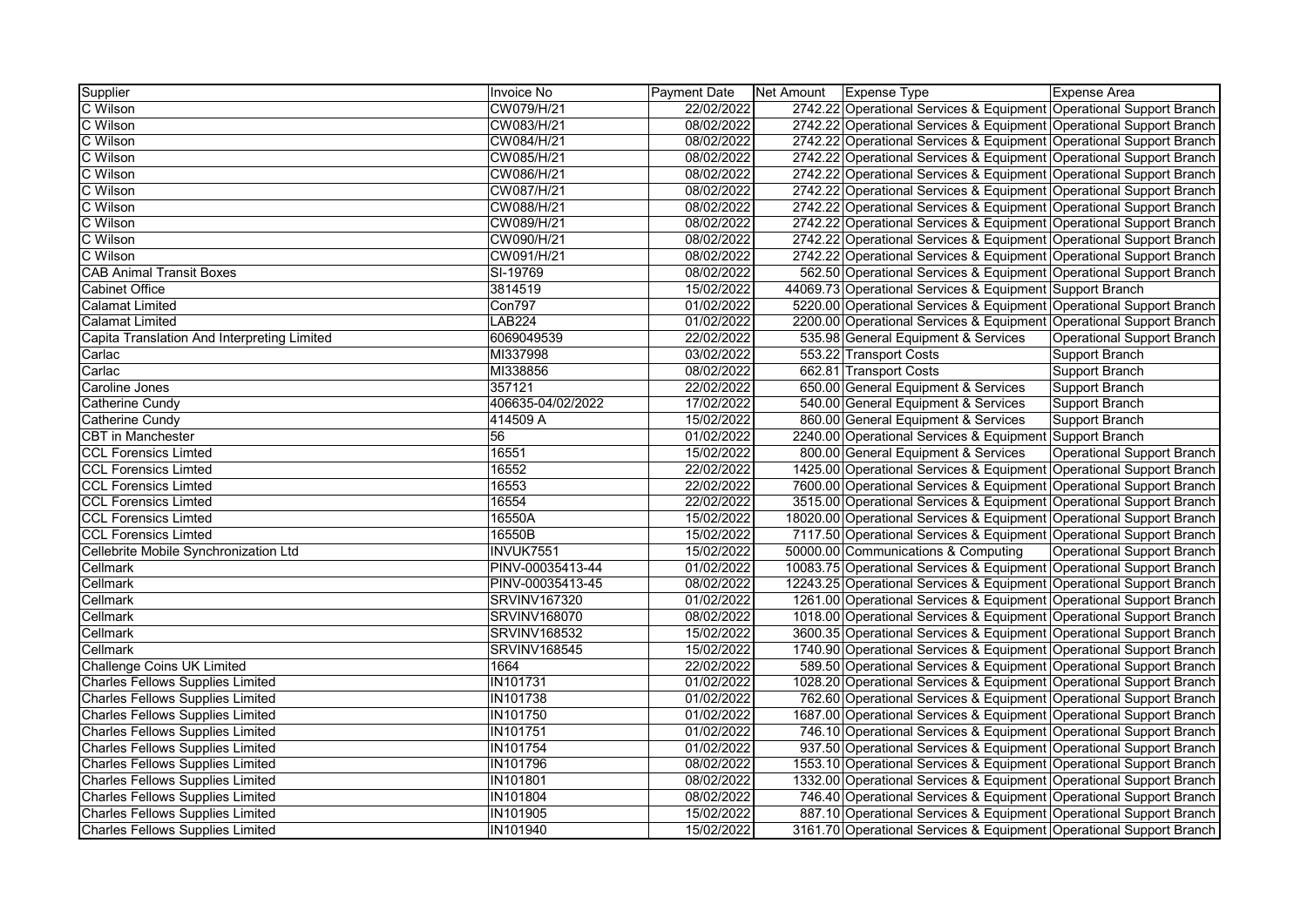| Supplier | Invoice No | Payment Date | Net Amount | Expense Type | Expense Area |
|---|---|---|---|---|---|
| C Wilson | CW079/H/21 | 22/02/2022 | 2742.22 | Operational Services & Equipment | Operational Support Branch |
| C Wilson | CW083/H/21 | 08/02/2022 | 2742.22 | Operational Services & Equipment | Operational Support Branch |
| C Wilson | CW084/H/21 | 08/02/2022 | 2742.22 | Operational Services & Equipment | Operational Support Branch |
| C Wilson | CW085/H/21 | 08/02/2022 | 2742.22 | Operational Services & Equipment | Operational Support Branch |
| C Wilson | CW086/H/21 | 08/02/2022 | 2742.22 | Operational Services & Equipment | Operational Support Branch |
| C Wilson | CW087/H/21 | 08/02/2022 | 2742.22 | Operational Services & Equipment | Operational Support Branch |
| C Wilson | CW088/H/21 | 08/02/2022 | 2742.22 | Operational Services & Equipment | Operational Support Branch |
| C Wilson | CW089/H/21 | 08/02/2022 | 2742.22 | Operational Services & Equipment | Operational Support Branch |
| C Wilson | CW090/H/21 | 08/02/2022 | 2742.22 | Operational Services & Equipment | Operational Support Branch |
| C Wilson | CW091/H/21 | 08/02/2022 | 2742.22 | Operational Services & Equipment | Operational Support Branch |
| CAB Animal Transit Boxes | SI-19769 | 08/02/2022 | 562.50 | Operational Services & Equipment | Operational Support Branch |
| Cabinet Office | 3814519 | 15/02/2022 | 44069.73 | Operational Services & Equipment | Support Branch |
| Calamat Limited | Con797 | 01/02/2022 | 5220.00 | Operational Services & Equipment | Operational Support Branch |
| Calamat Limited | LAB224 | 01/02/2022 | 2200.00 | Operational Services & Equipment | Operational Support Branch |
| Capita Translation And Interpreting Limited | 6069049539 | 22/02/2022 | 535.98 | General Equipment & Services | Operational Support Branch |
| Carlac | MI337998 | 03/02/2022 | 553.22 | Transport Costs | Support Branch |
| Carlac | MI338856 | 08/02/2022 | 662.81 | Transport Costs | Support Branch |
| Caroline Jones | 357121 | 22/02/2022 | 650.00 | General Equipment & Services | Support Branch |
| Catherine Cundy | 406635-04/02/2022 | 17/02/2022 | 540.00 | General Equipment & Services | Support Branch |
| Catherine Cundy | 414509 A | 15/02/2022 | 860.00 | General Equipment & Services | Support Branch |
| CBT in Manchester | 56 | 01/02/2022 | 2240.00 | Operational Services & Equipment | Support Branch |
| CCL Forensics Limted | 16551 | 15/02/2022 | 800.00 | General Equipment & Services | Operational Support Branch |
| CCL Forensics Limted | 16552 | 22/02/2022 | 1425.00 | Operational Services & Equipment | Operational Support Branch |
| CCL Forensics Limted | 16553 | 22/02/2022 | 7600.00 | Operational Services & Equipment | Operational Support Branch |
| CCL Forensics Limted | 16554 | 22/02/2022 | 3515.00 | Operational Services & Equipment | Operational Support Branch |
| CCL Forensics Limted | 16550A | 15/02/2022 | 18020.00 | Operational Services & Equipment | Operational Support Branch |
| CCL Forensics Limted | 16550B | 15/02/2022 | 7117.50 | Operational Services & Equipment | Operational Support Branch |
| Cellebrite Mobile Synchronization Ltd | INVUK7551 | 15/02/2022 | 50000.00 | Communications & Computing | Operational Support Branch |
| Cellmark | PINV-00035413-44 | 01/02/2022 | 10083.75 | Operational Services & Equipment | Operational Support Branch |
| Cellmark | PINV-00035413-45 | 08/02/2022 | 12243.25 | Operational Services & Equipment | Operational Support Branch |
| Cellmark | SRVINV167320 | 01/02/2022 | 1261.00 | Operational Services & Equipment | Operational Support Branch |
| Cellmark | SRVINV168070 | 08/02/2022 | 1018.00 | Operational Services & Equipment | Operational Support Branch |
| Cellmark | SRVINV168532 | 15/02/2022 | 3600.35 | Operational Services & Equipment | Operational Support Branch |
| Cellmark | SRVINV168545 | 15/02/2022 | 1740.90 | Operational Services & Equipment | Operational Support Branch |
| Challenge Coins UK Limited | 1664 | 22/02/2022 | 589.50 | Operational Services & Equipment | Operational Support Branch |
| Charles Fellows Supplies Limited | IN101731 | 01/02/2022 | 1028.20 | Operational Services & Equipment | Operational Support Branch |
| Charles Fellows Supplies Limited | IN101738 | 01/02/2022 | 762.60 | Operational Services & Equipment | Operational Support Branch |
| Charles Fellows Supplies Limited | IN101750 | 01/02/2022 | 1687.00 | Operational Services & Equipment | Operational Support Branch |
| Charles Fellows Supplies Limited | IN101751 | 01/02/2022 | 746.10 | Operational Services & Equipment | Operational Support Branch |
| Charles Fellows Supplies Limited | IN101754 | 01/02/2022 | 937.50 | Operational Services & Equipment | Operational Support Branch |
| Charles Fellows Supplies Limited | IN101796 | 08/02/2022 | 1553.10 | Operational Services & Equipment | Operational Support Branch |
| Charles Fellows Supplies Limited | IN101801 | 08/02/2022 | 1332.00 | Operational Services & Equipment | Operational Support Branch |
| Charles Fellows Supplies Limited | IN101804 | 08/02/2022 | 746.40 | Operational Services & Equipment | Operational Support Branch |
| Charles Fellows Supplies Limited | IN101905 | 15/02/2022 | 887.10 | Operational Services & Equipment | Operational Support Branch |
| Charles Fellows Supplies Limited | IN101940 | 15/02/2022 | 3161.70 | Operational Services & Equipment | Operational Support Branch |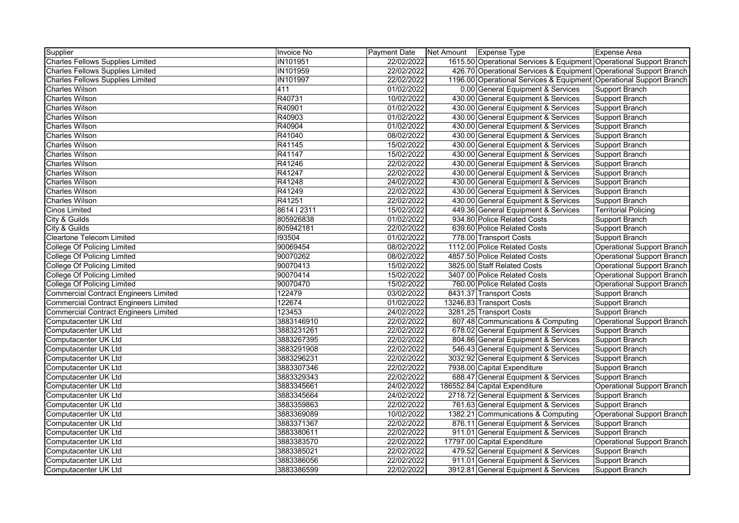| Supplier | Invoice No | Payment Date | Net Amount | Expense Type | Expense Area |
|---|---|---|---|---|---|
| Charles Fellows Supplies Limited | IN101951 | 22/02/2022 | 1615.50 | Operational Services & Equipment | Operational Support Branch |
| Charles Fellows Supplies Limited | IN101959 | 22/02/2022 | 426.70 | Operational Services & Equipment | Operational Support Branch |
| Charles Fellows Supplies Limited | IN101997 | 22/02/2022 | 1196.00 | Operational Services & Equipment | Operational Support Branch |
| Charles Wilson | 411 | 01/02/2022 | 0.00 | General Equipment & Services | Support Branch |
| Charles Wilson | R40731 | 10/02/2022 | 430.00 | General Equipment & Services | Support Branch |
| Charles Wilson | R40901 | 01/02/2022 | 430.00 | General Equipment & Services | Support Branch |
| Charles Wilson | R40903 | 01/02/2022 | 430.00 | General Equipment & Services | Support Branch |
| Charles Wilson | R40904 | 01/02/2022 | 430.00 | General Equipment & Services | Support Branch |
| Charles Wilson | R41040 | 08/02/2022 | 430.00 | General Equipment & Services | Support Branch |
| Charles Wilson | R41145 | 15/02/2022 | 430.00 | General Equipment & Services | Support Branch |
| Charles Wilson | R41147 | 15/02/2022 | 430.00 | General Equipment & Services | Support Branch |
| Charles Wilson | R41246 | 22/02/2022 | 430.00 | General Equipment & Services | Support Branch |
| Charles Wilson | R41247 | 22/02/2022 | 430.00 | General Equipment & Services | Support Branch |
| Charles Wilson | R41248 | 24/02/2022 | 430.00 | General Equipment & Services | Support Branch |
| Charles Wilson | R41249 | 22/02/2022 | 430.00 | General Equipment & Services | Support Branch |
| Charles Wilson | R41251 | 22/02/2022 | 430.00 | General Equipment & Services | Support Branch |
| Cinos Limited | 8614 I 2311 | 15/02/2022 | 449.36 | General Equipment & Services | Territorial Policing |
| City & Guilds | 805926838 | 01/02/2022 | 934.80 | Police Related Costs | Support Branch |
| City & Guilds | 805942181 | 22/02/2022 | 639.60 | Police Related Costs | Support Branch |
| Cleartone Telecom Limited | I93504 | 01/02/2022 | 778.00 | Transport Costs | Support Branch |
| College Of Policing Limited | 90069454 | 08/02/2022 | 1112.00 | Police Related Costs | Operational Support Branch |
| College Of Policing Limited | 90070262 | 08/02/2022 | 4857.50 | Police Related Costs | Operational Support Branch |
| College Of Policing Limited | 90070413 | 15/02/2022 | 3825.00 | Staff Related Costs | Operational Support Branch |
| College Of Policing Limited | 90070414 | 15/02/2022 | 3407.00 | Police Related Costs | Operational Support Branch |
| College Of Policing Limited | 90070470 | 15/02/2022 | 760.00 | Police Related Costs | Operational Support Branch |
| Commercial Contract Engineers Limited | 122479 | 03/02/2022 | 8431.37 | Transport Costs | Support Branch |
| Commercial Contract Engineers Limited | 122674 | 01/02/2022 | 13246.83 | Transport Costs | Support Branch |
| Commercial Contract Engineers Limited | 123453 | 24/02/2022 | 3281.25 | Transport Costs | Support Branch |
| Computacenter UK Ltd | 3883146910 | 22/02/2022 | 807.48 | Communications & Computing | Operational Support Branch |
| Computacenter UK Ltd | 3883231261 | 22/02/2022 | 678.02 | General Equipment & Services | Support Branch |
| Computacenter UK Ltd | 3883267395 | 22/02/2022 | 804.86 | General Equipment & Services | Support Branch |
| Computacenter UK Ltd | 3883291908 | 22/02/2022 | 546.43 | General Equipment & Services | Support Branch |
| Computacenter UK Ltd | 3883296231 | 22/02/2022 | 3032.92 | General Equipment & Services | Support Branch |
| Computacenter UK Ltd | 3883307346 | 22/02/2022 | 7938.00 | Capital Expenditure | Support Branch |
| Computacenter UK Ltd | 3883329343 | 22/02/2022 | 688.47 | General Equipment & Services | Support Branch |
| Computacenter UK Ltd | 3883345661 | 24/02/2022 | 186552.84 | Capital Expenditure | Operational Support Branch |
| Computacenter UK Ltd | 3883345664 | 24/02/2022 | 2718.72 | General Equipment & Services | Support Branch |
| Computacenter UK Ltd | 3883359863 | 22/02/2022 | 761.63 | General Equipment & Services | Support Branch |
| Computacenter UK Ltd | 3883369089 | 10/02/2022 | 1382.21 | Communications & Computing | Operational Support Branch |
| Computacenter UK Ltd | 3883371367 | 22/02/2022 | 876.11 | General Equipment & Services | Support Branch |
| Computacenter UK Ltd | 3883380611 | 22/02/2022 | 911.01 | General Equipment & Services | Support Branch |
| Computacenter UK Ltd | 3883383570 | 22/02/2022 | 17797.00 | Capital Expenditure | Operational Support Branch |
| Computacenter UK Ltd | 3883385021 | 22/02/2022 | 479.52 | General Equipment & Services | Support Branch |
| Computacenter UK Ltd | 3883386056 | 22/02/2022 | 911.01 | General Equipment & Services | Support Branch |
| Computacenter UK Ltd | 3883386599 | 22/02/2022 | 3912.81 | General Equipment & Services | Support Branch |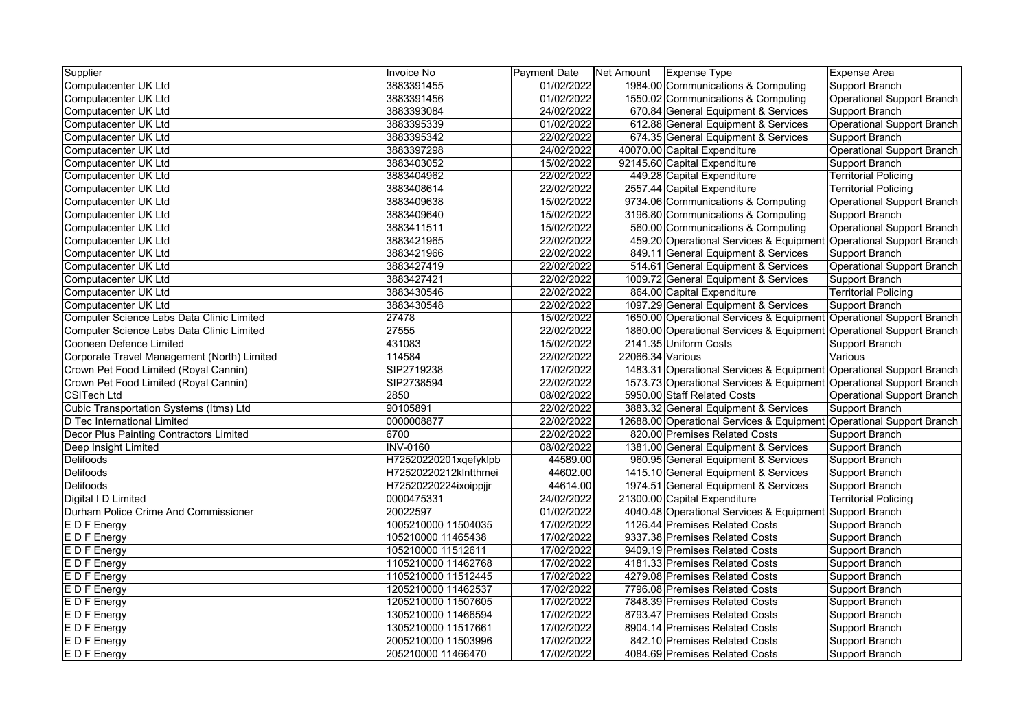| Supplier | Invoice No | Payment Date | Net Amount | Expense Type | Expense Area |
|---|---|---|---|---|---|
| Computacenter UK Ltd | 3883391455 | 01/02/2022 | 1984.00 | Communications & Computing | Support Branch |
| Computacenter UK Ltd | 3883391456 | 01/02/2022 | 1550.02 | Communications & Computing | Operational Support Branch |
| Computacenter UK Ltd | 3883393084 | 24/02/2022 | 670.84 | General Equipment & Services | Support Branch |
| Computacenter UK Ltd | 3883395339 | 01/02/2022 | 612.88 | General Equipment & Services | Operational Support Branch |
| Computacenter UK Ltd | 3883395342 | 22/02/2022 | 674.35 | General Equipment & Services | Support Branch |
| Computacenter UK Ltd | 3883397298 | 24/02/2022 | 40070.00 | Capital Expenditure | Operational Support Branch |
| Computacenter UK Ltd | 3883403052 | 15/02/2022 | 92145.60 | Capital Expenditure | Support Branch |
| Computacenter UK Ltd | 3883404962 | 22/02/2022 | 449.28 | Capital Expenditure | Territorial Policing |
| Computacenter UK Ltd | 3883408614 | 22/02/2022 | 2557.44 | Capital Expenditure | Territorial Policing |
| Computacenter UK Ltd | 3883409638 | 15/02/2022 | 9734.06 | Communications & Computing | Operational Support Branch |
| Computacenter UK Ltd | 3883409640 | 15/02/2022 | 3196.80 | Communications & Computing | Support Branch |
| Computacenter UK Ltd | 3883411511 | 15/02/2022 | 560.00 | Communications & Computing | Operational Support Branch |
| Computacenter UK Ltd | 3883421965 | 22/02/2022 | 459.20 | Operational Services & Equipment | Operational Support Branch |
| Computacenter UK Ltd | 3883421966 | 22/02/2022 | 849.11 | General Equipment & Services | Support Branch |
| Computacenter UK Ltd | 3883427419 | 22/02/2022 | 514.61 | General Equipment & Services | Operational Support Branch |
| Computacenter UK Ltd | 3883427421 | 22/02/2022 | 1009.72 | General Equipment & Services | Support Branch |
| Computacenter UK Ltd | 3883430546 | 22/02/2022 | 864.00 | Capital Expenditure | Territorial Policing |
| Computacenter UK Ltd | 3883430548 | 22/02/2022 | 1097.29 | General Equipment & Services | Support Branch |
| Computer Science Labs Data Clinic Limited | 27478 | 15/02/2022 | 1650.00 | Operational Services & Equipment | Operational Support Branch |
| Computer Science Labs Data Clinic Limited | 27555 | 22/02/2022 | 1860.00 | Operational Services & Equipment | Operational Support Branch |
| Cooneen Defence Limited | 431083 | 15/02/2022 | 2141.35 | Uniform Costs | Support Branch |
| Corporate Travel Management (North) Limited | 114584 | 22/02/2022 | 22066.34 | Various | Various |
| Crown Pet Food Limited (Royal Cannin) | SIP2719238 | 17/02/2022 | 1483.31 | Operational Services & Equipment | Operational Support Branch |
| Crown Pet Food Limited (Royal Cannin) | SIP2738594 | 22/02/2022 | 1573.73 | Operational Services & Equipment | Operational Support Branch |
| CSITech Ltd | 2850 | 08/02/2022 | 5950.00 | Staff Related Costs | Operational Support Branch |
| Cubic Transportation Systems (Itms) Ltd | 90105891 | 22/02/2022 | 3883.32 | General Equipment & Services | Support Branch |
| D Tec International Limited | 0000008877 | 22/02/2022 | 12688.00 | Operational Services & Equipment | Operational Support Branch |
| Decor Plus Painting Contractors Limited | 6700 | 22/02/2022 | 820.00 | Premises Related Costs | Support Branch |
| Deep Insight Limited | INV-0160 | 08/02/2022 | 1381.00 | General Equipment & Services | Support Branch |
| Delifoods | H72520220201xqefyklpb | 44589.00 | 960.95 | General Equipment & Services | Support Branch |
| Delifoods | H72520220212klntthmei | 44602.00 | 1415.10 | General Equipment & Services | Support Branch |
| Delifoods | H72520220224ixoippjjr | 44614.00 | 1974.51 | General Equipment & Services | Support Branch |
| Digital I D Limited | 0000475331 | 24/02/2022 | 21300.00 | Capital Expenditure | Territorial Policing |
| Durham Police Crime And Commissioner | 20022597 | 01/02/2022 | 4040.48 | Operational Services & Equipment | Support Branch |
| E D F Energy | 1005210000 11504035 | 17/02/2022 | 1126.44 | Premises Related Costs | Support Branch |
| E D F Energy | 105210000 11465438 | 17/02/2022 | 9337.38 | Premises Related Costs | Support Branch |
| E D F Energy | 105210000 11512611 | 17/02/2022 | 9409.19 | Premises Related Costs | Support Branch |
| E D F Energy | 1105210000 11462768 | 17/02/2022 | 4181.33 | Premises Related Costs | Support Branch |
| E D F Energy | 1105210000 11512445 | 17/02/2022 | 4279.08 | Premises Related Costs | Support Branch |
| E D F Energy | 1205210000 11462537 | 17/02/2022 | 7796.08 | Premises Related Costs | Support Branch |
| E D F Energy | 1205210000 11507605 | 17/02/2022 | 7848.39 | Premises Related Costs | Support Branch |
| E D F Energy | 1305210000 11466594 | 17/02/2022 | 8793.47 | Premises Related Costs | Support Branch |
| E D F Energy | 1305210000 11517661 | 17/02/2022 | 8904.14 | Premises Related Costs | Support Branch |
| E D F Energy | 2005210000 11503996 | 17/02/2022 | 842.10 | Premises Related Costs | Support Branch |
| E D F Energy | 205210000 11466470 | 17/02/2022 | 4084.69 | Premises Related Costs | Support Branch |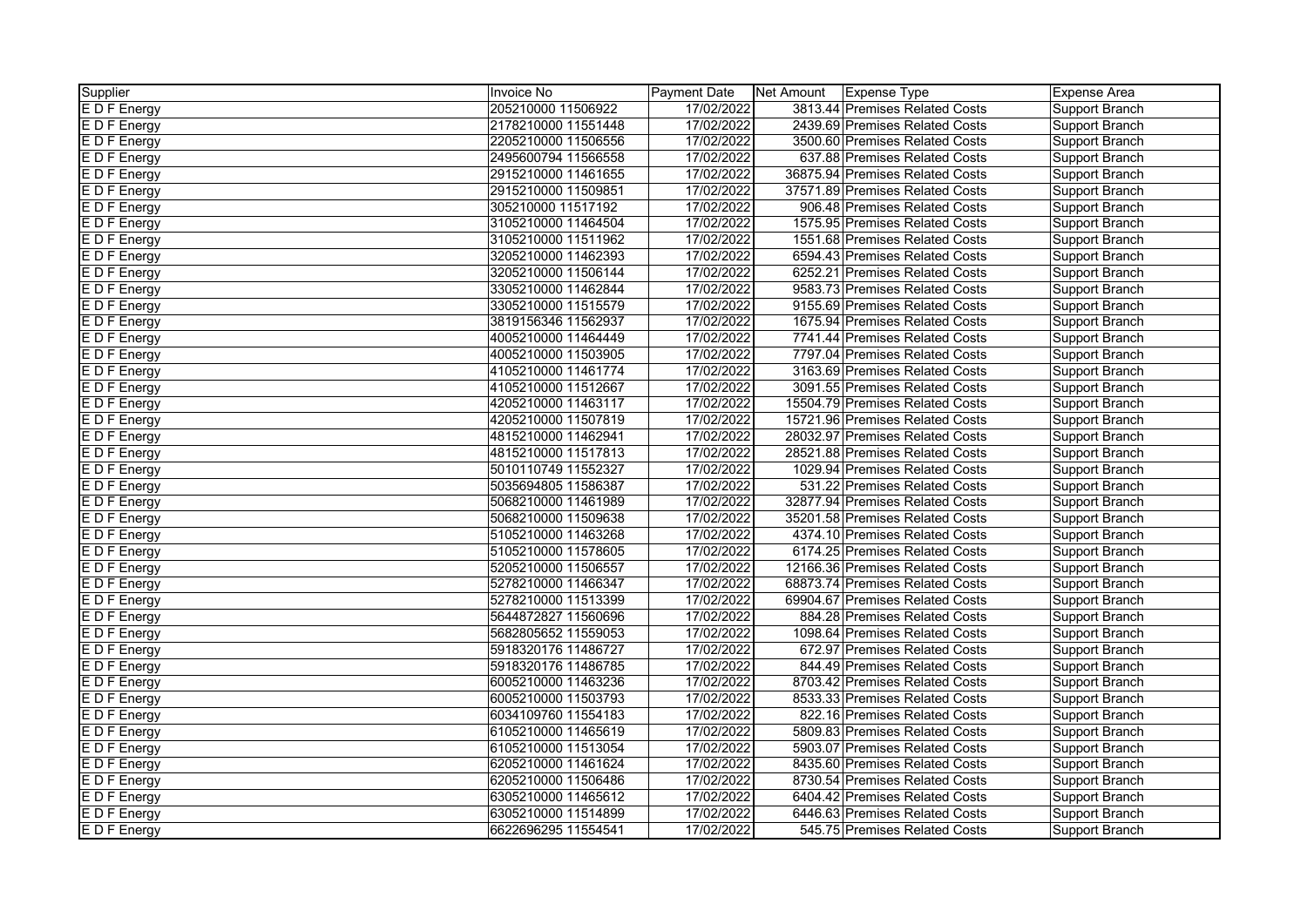| Supplier | Invoice No | Payment Date | Net Amount | Expense Type | Expense Area |
|---|---|---|---|---|---|
| E D F Energy | 205210000 11506922 | 17/02/2022 | 3813.44 | Premises Related Costs | Support Branch |
| E D F Energy | 2178210000 11551448 | 17/02/2022 | 2439.69 | Premises Related Costs | Support Branch |
| E D F Energy | 2205210000 11506556 | 17/02/2022 | 3500.60 | Premises Related Costs | Support Branch |
| E D F Energy | 2495600794 11566558 | 17/02/2022 | 637.88 | Premises Related Costs | Support Branch |
| E D F Energy | 29152100000 11461655 | 17/02/2022 | 36875.94 | Premises Related Costs | Support Branch |
| E D F Energy | 29152100000 11509851 | 17/02/2022 | 37571.89 | Premises Related Costs | Support Branch |
| E D F Energy | 305210000 11517192 | 17/02/2022 | 906.48 | Premises Related Costs | Support Branch |
| E D F Energy | 3105210000 11464504 | 17/02/2022 | 1575.95 | Premises Related Costs | Support Branch |
| E D F Energy | 3105210000 11511962 | 17/02/2022 | 1551.68 | Premises Related Costs | Support Branch |
| E D F Energy | 3205210000 11462393 | 17/02/2022 | 6594.43 | Premises Related Costs | Support Branch |
| E D F Energy | 3205210000 11506144 | 17/02/2022 | 6252.21 | Premises Related Costs | Support Branch |
| E D F Energy | 3305210000 11462844 | 17/02/2022 | 9583.73 | Premises Related Costs | Support Branch |
| E D F Energy | 3305210000 11515579 | 17/02/2022 | 9155.69 | Premises Related Costs | Support Branch |
| E D F Energy | 3819156346 11562937 | 17/02/2022 | 1675.94 | Premises Related Costs | Support Branch |
| E D F Energy | 4005210000 11464449 | 17/02/2022 | 7741.44 | Premises Related Costs | Support Branch |
| E D F Energy | 4005210000 11503905 | 17/02/2022 | 7797.04 | Premises Related Costs | Support Branch |
| E D F Energy | 4105210000 11461774 | 17/02/2022 | 3163.69 | Premises Related Costs | Support Branch |
| E D F Energy | 4105210000 11512667 | 17/02/2022 | 3091.55 | Premises Related Costs | Support Branch |
| E D F Energy | 4205210000 11463117 | 17/02/2022 | 15504.79 | Premises Related Costs | Support Branch |
| E D F Energy | 4205210000 11507819 | 17/02/2022 | 15721.96 | Premises Related Costs | Support Branch |
| E D F Energy | 4815210000 11462941 | 17/02/2022 | 28032.97 | Premises Related Costs | Support Branch |
| E D F Energy | 4815210000 11517813 | 17/02/2022 | 28521.88 | Premises Related Costs | Support Branch |
| E D F Energy | 5010110749 11552327 | 17/02/2022 | 1029.94 | Premises Related Costs | Support Branch |
| E D F Energy | 5035694805 11586387 | 17/02/2022 | 531.22 | Premises Related Costs | Support Branch |
| E D F Energy | 5068210000 11461989 | 17/02/2022 | 32877.94 | Premises Related Costs | Support Branch |
| E D F Energy | 5068210000 11509638 | 17/02/2022 | 35201.58 | Premises Related Costs | Support Branch |
| E D F Energy | 5105210000 11463268 | 17/02/2022 | 4374.10 | Premises Related Costs | Support Branch |
| E D F Energy | 5105210000 11578605 | 17/02/2022 | 6174.25 | Premises Related Costs | Support Branch |
| E D F Energy | 5205210000 11506557 | 17/02/2022 | 12166.36 | Premises Related Costs | Support Branch |
| E D F Energy | 5278210000 11466347 | 17/02/2022 | 68873.74 | Premises Related Costs | Support Branch |
| E D F Energy | 5278210000 11513399 | 17/02/2022 | 69904.67 | Premises Related Costs | Support Branch |
| E D F Energy | 5644872827 11560696 | 17/02/2022 | 884.28 | Premises Related Costs | Support Branch |
| E D F Energy | 5682805652 11559053 | 17/02/2022 | 1098.64 | Premises Related Costs | Support Branch |
| E D F Energy | 5918320176 11486727 | 17/02/2022 | 672.97 | Premises Related Costs | Support Branch |
| E D F Energy | 5918320176 11486785 | 17/02/2022 | 844.49 | Premises Related Costs | Support Branch |
| E D F Energy | 6005210000 11463236 | 17/02/2022 | 8703.42 | Premises Related Costs | Support Branch |
| E D F Energy | 6005210000 11503793 | 17/02/2022 | 8533.33 | Premises Related Costs | Support Branch |
| E D F Energy | 6034109760 11554183 | 17/02/2022 | 822.16 | Premises Related Costs | Support Branch |
| E D F Energy | 6105210000 11465619 | 17/02/2022 | 5809.83 | Premises Related Costs | Support Branch |
| E D F Energy | 6105210000 11513054 | 17/02/2022 | 5903.07 | Premises Related Costs | Support Branch |
| E D F Energy | 6205210000 11461624 | 17/02/2022 | 8435.60 | Premises Related Costs | Support Branch |
| E D F Energy | 6205210000 11506486 | 17/02/2022 | 8730.54 | Premises Related Costs | Support Branch |
| E D F Energy | 6305210000 11465612 | 17/02/2022 | 6404.42 | Premises Related Costs | Support Branch |
| E D F Energy | 6305210000 11514899 | 17/02/2022 | 6446.63 | Premises Related Costs | Support Branch |
| E D F Energy | 6622696295 11554541 | 17/02/2022 | 545.75 | Premises Related Costs | Support Branch |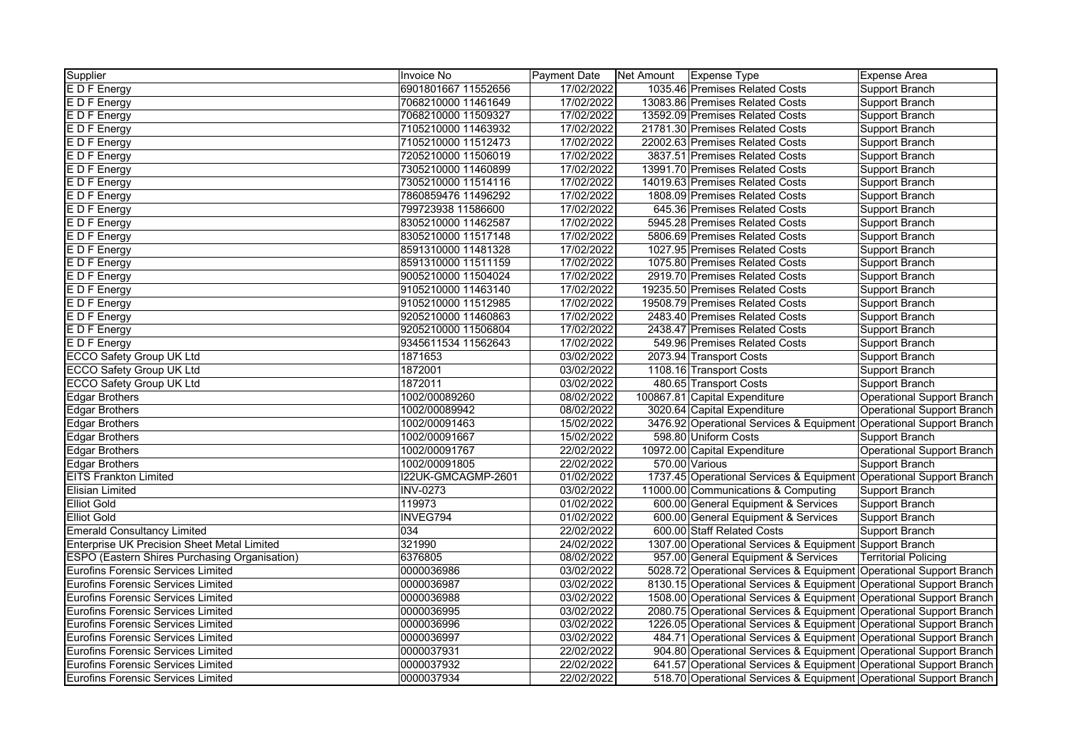| Supplier | Invoice No | Payment Date | Net Amount | Expense Type | Expense Area |
|---|---|---|---|---|---|
| E D F Energy | 6901801667 11552656 | 17/02/2022 | 1035.46 | Premises Related Costs | Support Branch |
| E D F Energy | 7068210000 11461649 | 17/02/2022 | 13083.86 | Premises Related Costs | Support Branch |
| E D F Energy | 7068210000 11509327 | 17/02/2022 | 13592.09 | Premises Related Costs | Support Branch |
| E D F Energy | 7105210000 11463932 | 17/02/2022 | 21781.30 | Premises Related Costs | Support Branch |
| E D F Energy | 7105210000 11512473 | 17/02/2022 | 22002.63 | Premises Related Costs | Support Branch |
| E D F Energy | 7205210000 11506019 | 17/02/2022 | 3837.51 | Premises Related Costs | Support Branch |
| E D F Energy | 7305210000 11460899 | 17/02/2022 | 13991.70 | Premises Related Costs | Support Branch |
| E D F Energy | 7305210000 11514116 | 17/02/2022 | 14019.63 | Premises Related Costs | Support Branch |
| E D F Energy | 7860859476 11496292 | 17/02/2022 | 1808.09 | Premises Related Costs | Support Branch |
| E D F Energy | 799723938 11586600 | 17/02/2022 | 645.36 | Premises Related Costs | Support Branch |
| E D F Energy | 8305210000 11462587 | 17/02/2022 | 5945.28 | Premises Related Costs | Support Branch |
| E D F Energy | 8305210000 11517148 | 17/02/2022 | 5806.69 | Premises Related Costs | Support Branch |
| E D F Energy | 8591310000 11481328 | 17/02/2022 | 1027.95 | Premises Related Costs | Support Branch |
| E D F Energy | 8591310000 11511159 | 17/02/2022 | 1075.80 | Premises Related Costs | Support Branch |
| E D F Energy | 9005210000 11504024 | 17/02/2022 | 2919.70 | Premises Related Costs | Support Branch |
| E D F Energy | 9105210000 11463140 | 17/02/2022 | 19235.50 | Premises Related Costs | Support Branch |
| E D F Energy | 9105210000 11512985 | 17/02/2022 | 19508.79 | Premises Related Costs | Support Branch |
| E D F Energy | 9205210000 11460863 | 17/02/2022 | 2483.40 | Premises Related Costs | Support Branch |
| E D F Energy | 9205210000 11506804 | 17/02/2022 | 2438.47 | Premises Related Costs | Support Branch |
| E D F Energy | 9345611534 11562643 | 17/02/2022 | 549.96 | Premises Related Costs | Support Branch |
| ECCO Safety Group UK Ltd | 1871653 | 03/02/2022 | 2073.94 | Transport Costs | Support Branch |
| ECCO Safety Group UK Ltd | 1872001 | 03/02/2022 | 1108.16 | Transport Costs | Support Branch |
| ECCO Safety Group UK Ltd | 1872011 | 03/02/2022 | 480.65 | Transport Costs | Support Branch |
| Edgar Brothers | 1002/00089260 | 08/02/2022 | 100867.81 | Capital Expenditure | Operational Support Branch |
| Edgar Brothers | 1002/00089942 | 08/02/2022 | 3020.64 | Capital Expenditure | Operational Support Branch |
| Edgar Brothers | 1002/00091463 | 15/02/2022 | 3476.92 | Operational Services & Equipment | Operational Support Branch |
| Edgar Brothers | 1002/00091667 | 15/02/2022 | 598.80 | Uniform Costs | Support Branch |
| Edgar Brothers | 1002/00091767 | 22/02/2022 | 10972.00 | Capital Expenditure | Operational Support Branch |
| Edgar Brothers | 1002/00091805 | 22/02/2022 | 570.00 | Various | Support Branch |
| EITS Frankton Limited | I22UK-GMCAGMP-2601 | 01/02/2022 | 1737.45 | Operational Services & Equipment | Operational Support Branch |
| Elisian Limited | INV-0273 | 03/02/2022 | 11000.00 | Communications & Computing | Support Branch |
| Elliot Gold | 119973 | 01/02/2022 | 600.00 | General Equipment & Services | Support Branch |
| Elliot Gold | INVEG794 | 01/02/2022 | 600.00 | General Equipment & Services | Support Branch |
| Emerald Consultancy Limited | 034 | 22/02/2022 | 600.00 | Staff Related Costs | Support Branch |
| Enterprise UK Precision Sheet Metal Limited | 321990 | 24/02/2022 | 1307.00 | Operational Services & Equipment | Support Branch |
| ESPO (Eastern Shires Purchasing Organisation) | 6376805 | 08/02/2022 | 957.00 | General Equipment & Services | Territorial Policing |
| Eurofins Forensic Services Limited | 0000036986 | 03/02/2022 | 5028.72 | Operational Services & Equipment | Operational Support Branch |
| Eurofins Forensic Services Limited | 0000036987 | 03/02/2022 | 8130.15 | Operational Services & Equipment | Operational Support Branch |
| Eurofins Forensic Services Limited | 0000036988 | 03/02/2022 | 1508.00 | Operational Services & Equipment | Operational Support Branch |
| Eurofins Forensic Services Limited | 0000036995 | 03/02/2022 | 2080.75 | Operational Services & Equipment | Operational Support Branch |
| Eurofins Forensic Services Limited | 0000036996 | 03/02/2022 | 1226.05 | Operational Services & Equipment | Operational Support Branch |
| Eurofins Forensic Services Limited | 0000036997 | 03/02/2022 | 484.71 | Operational Services & Equipment | Operational Support Branch |
| Eurofins Forensic Services Limited | 0000037931 | 22/02/2022 | 904.80 | Operational Services & Equipment | Operational Support Branch |
| Eurofins Forensic Services Limited | 0000037932 | 22/02/2022 | 641.57 | Operational Services & Equipment | Operational Support Branch |
| Eurofins Forensic Services Limited | 0000037934 | 22/02/2022 | 518.70 | Operational Services & Equipment | Operational Support Branch |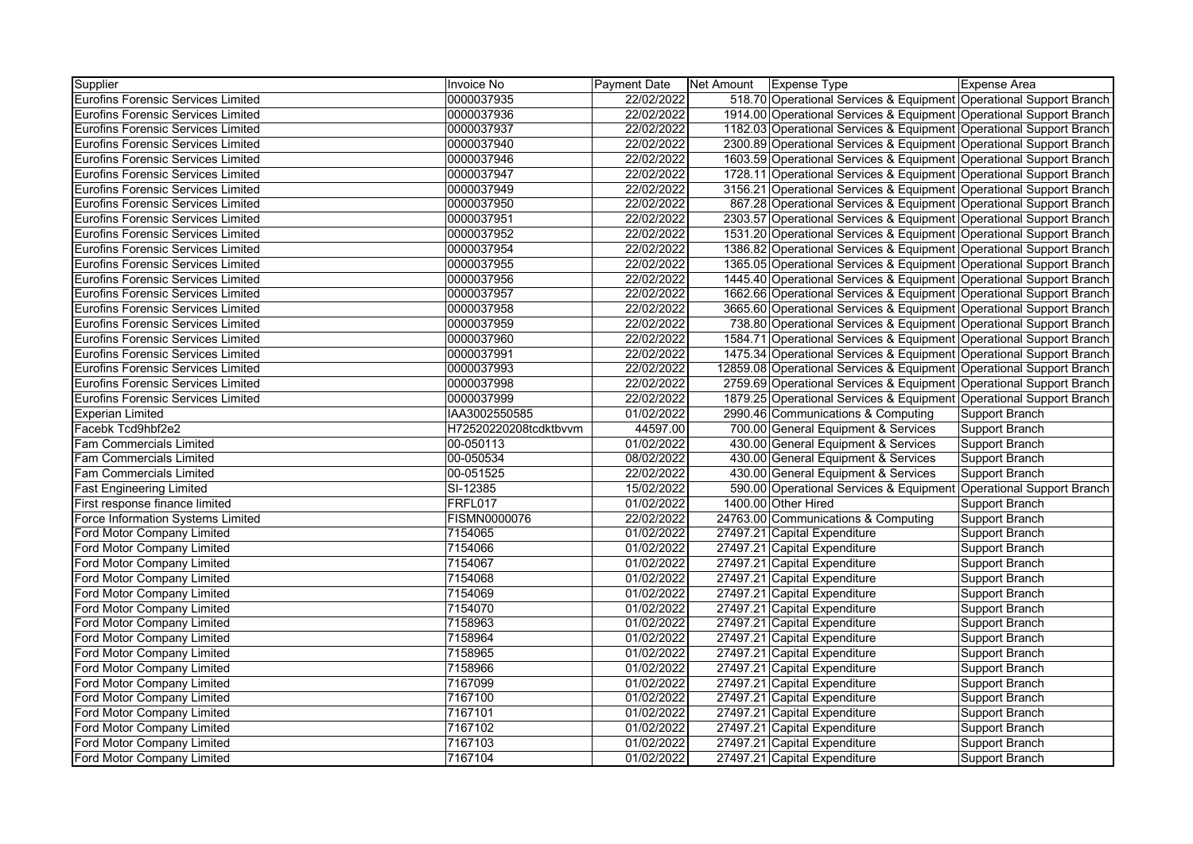| Supplier | Invoice No | Payment Date | Net Amount | Expense Type | Expense Area |
|---|---|---|---|---|---|
| Eurofins Forensic Services Limited | 0000037935 | 22/02/2022 | 518.70 | Operational Services & Equipment | Operational Support Branch |
| Eurofins Forensic Services Limited | 0000037936 | 22/02/2022 | 1914.00 | Operational Services & Equipment | Operational Support Branch |
| Eurofins Forensic Services Limited | 0000037937 | 22/02/2022 | 1182.03 | Operational Services & Equipment | Operational Support Branch |
| Eurofins Forensic Services Limited | 0000037940 | 22/02/2022 | 2300.89 | Operational Services & Equipment | Operational Support Branch |
| Eurofins Forensic Services Limited | 0000037946 | 22/02/2022 | 1603.59 | Operational Services & Equipment | Operational Support Branch |
| Eurofins Forensic Services Limited | 0000037947 | 22/02/2022 | 1728.11 | Operational Services & Equipment | Operational Support Branch |
| Eurofins Forensic Services Limited | 0000037949 | 22/02/2022 | 3156.21 | Operational Services & Equipment | Operational Support Branch |
| Eurofins Forensic Services Limited | 0000037950 | 22/02/2022 | 867.28 | Operational Services & Equipment | Operational Support Branch |
| Eurofins Forensic Services Limited | 0000037951 | 22/02/2022 | 2303.57 | Operational Services & Equipment | Operational Support Branch |
| Eurofins Forensic Services Limited | 0000037952 | 22/02/2022 | 1531.20 | Operational Services & Equipment | Operational Support Branch |
| Eurofins Forensic Services Limited | 0000037954 | 22/02/2022 | 1386.82 | Operational Services & Equipment | Operational Support Branch |
| Eurofins Forensic Services Limited | 0000037955 | 22/02/2022 | 1365.05 | Operational Services & Equipment | Operational Support Branch |
| Eurofins Forensic Services Limited | 0000037956 | 22/02/2022 | 1445.40 | Operational Services & Equipment | Operational Support Branch |
| Eurofins Forensic Services Limited | 0000037957 | 22/02/2022 | 1662.66 | Operational Services & Equipment | Operational Support Branch |
| Eurofins Forensic Services Limited | 0000037958 | 22/02/2022 | 3665.60 | Operational Services & Equipment | Operational Support Branch |
| Eurofins Forensic Services Limited | 0000037959 | 22/02/2022 | 738.80 | Operational Services & Equipment | Operational Support Branch |
| Eurofins Forensic Services Limited | 0000037960 | 22/02/2022 | 1584.71 | Operational Services & Equipment | Operational Support Branch |
| Eurofins Forensic Services Limited | 0000037991 | 22/02/2022 | 1475.34 | Operational Services & Equipment | Operational Support Branch |
| Eurofins Forensic Services Limited | 0000037993 | 22/02/2022 | 12859.08 | Operational Services & Equipment | Operational Support Branch |
| Eurofins Forensic Services Limited | 0000037998 | 22/02/2022 | 2759.69 | Operational Services & Equipment | Operational Support Branch |
| Eurofins Forensic Services Limited | 0000037999 | 22/02/2022 | 1879.25 | Operational Services & Equipment | Operational Support Branch |
| Experian Limited | IAA3002550585 | 01/02/2022 | 2990.46 | Communications & Computing | Support Branch |
| Facebk Tcd9hbf2e2 | H72520220208tcdktbvvm | 44597.00 | 700.00 | General Equipment & Services | Support Branch |
| Fam Commercials Limited | 00-050113 | 01/02/2022 | 430.00 | General Equipment & Services | Support Branch |
| Fam Commercials Limited | 00-050534 | 08/02/2022 | 430.00 | General Equipment & Services | Support Branch |
| Fam Commercials Limited | 00-051525 | 22/02/2022 | 430.00 | General Equipment & Services | Support Branch |
| Fast Engineering Limited | SI-12385 | 15/02/2022 | 590.00 | Operational Services & Equipment | Operational Support Branch |
| First response finance limited | FRFL017 | 01/02/2022 | 1400.00 | Other Hired | Support Branch |
| Force Information Systems Limited | FISMN0000076 | 22/02/2022 | 24763.00 | Communications & Computing | Support Branch |
| Ford Motor Company Limited | 7154065 | 01/02/2022 | 27497.21 | Capital Expenditure | Support Branch |
| Ford Motor Company Limited | 7154066 | 01/02/2022 | 27497.21 | Capital Expenditure | Support Branch |
| Ford Motor Company Limited | 7154067 | 01/02/2022 | 27497.21 | Capital Expenditure | Support Branch |
| Ford Motor Company Limited | 7154068 | 01/02/2022 | 27497.21 | Capital Expenditure | Support Branch |
| Ford Motor Company Limited | 7154069 | 01/02/2022 | 27497.21 | Capital Expenditure | Support Branch |
| Ford Motor Company Limited | 7154070 | 01/02/2022 | 27497.21 | Capital Expenditure | Support Branch |
| Ford Motor Company Limited | 7158963 | 01/02/2022 | 27497.21 | Capital Expenditure | Support Branch |
| Ford Motor Company Limited | 7158964 | 01/02/2022 | 27497.21 | Capital Expenditure | Support Branch |
| Ford Motor Company Limited | 7158965 | 01/02/2022 | 27497.21 | Capital Expenditure | Support Branch |
| Ford Motor Company Limited | 7158966 | 01/02/2022 | 27497.21 | Capital Expenditure | Support Branch |
| Ford Motor Company Limited | 7167099 | 01/02/2022 | 27497.21 | Capital Expenditure | Support Branch |
| Ford Motor Company Limited | 7167100 | 01/02/2022 | 27497.21 | Capital Expenditure | Support Branch |
| Ford Motor Company Limited | 7167101 | 01/02/2022 | 27497.21 | Capital Expenditure | Support Branch |
| Ford Motor Company Limited | 7167102 | 01/02/2022 | 27497.21 | Capital Expenditure | Support Branch |
| Ford Motor Company Limited | 7167103 | 01/02/2022 | 27497.21 | Capital Expenditure | Support Branch |
| Ford Motor Company Limited | 7167104 | 01/02/2022 | 27497.21 | Capital Expenditure | Support Branch |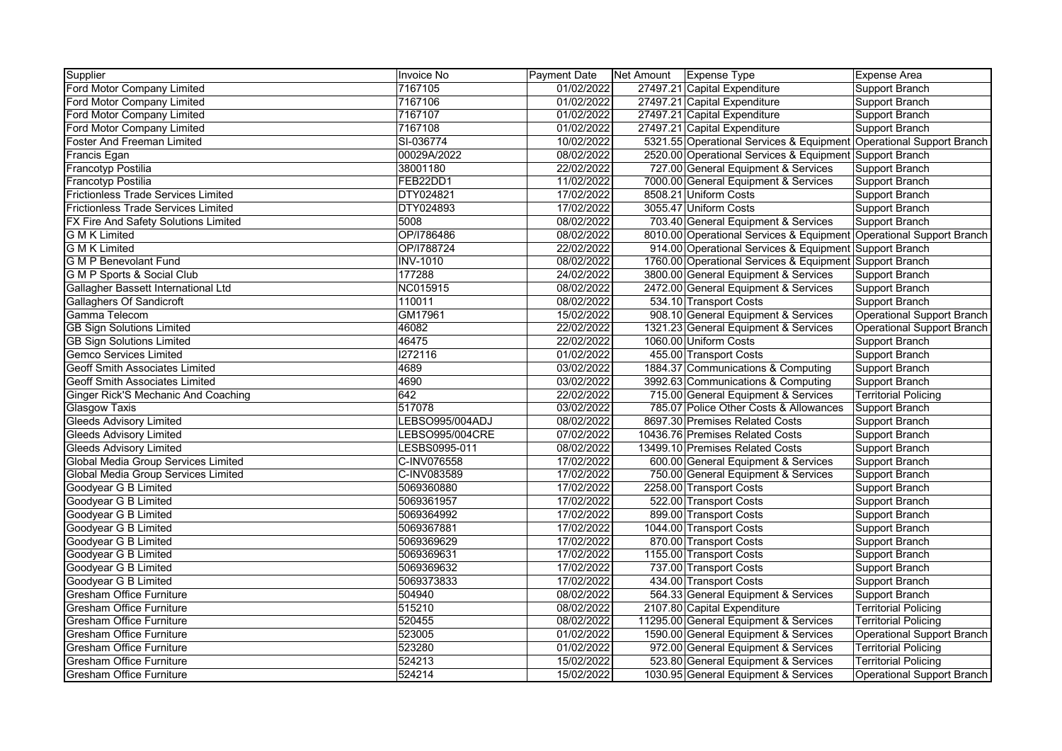| Supplier | Invoice No | Payment Date | Net Amount | Expense Type | Expense Area |
|---|---|---|---|---|---|
| Ford Motor Company Limited | 7167105 | 01/02/2022 | 27497.21 | Capital Expenditure | Support Branch |
| Ford Motor Company Limited | 7167106 | 01/02/2022 | 27497.21 | Capital Expenditure | Support Branch |
| Ford Motor Company Limited | 7167107 | 01/02/2022 | 27497.21 | Capital Expenditure | Support Branch |
| Ford Motor Company Limited | 7167108 | 01/02/2022 | 27497.21 | Capital Expenditure | Support Branch |
| Foster And Freeman Limited | SI-036774 | 10/02/2022 | 5321.55 | Operational Services & Equipment | Operational Support Branch |
| Francis Egan | 00029A/2022 | 08/02/2022 | 2520.00 | Operational Services & Equipment | Support Branch |
| Francotyp Postilia | 38001180 | 22/02/2022 | 727.00 | General Equipment & Services | Support Branch |
| Francotyp Postilia | FEB22DD1 | 11/02/2022 | 7000.00 | General Equipment & Services | Support Branch |
| Frictionless Trade Services Limited | DTY024821 | 17/02/2022 | 8508.21 | Uniform Costs | Support Branch |
| Frictionless Trade Services Limited | DTY024893 | 17/02/2022 | 3055.47 | Uniform Costs | Support Branch |
| FX Fire And Safety Solutions Limited | 5008 | 08/02/2022 | 703.40 | General Equipment & Services | Support Branch |
| G M K Limited | OP/I786486 | 08/02/2022 | 8010.00 | Operational Services & Equipment | Operational Support Branch |
| G M K Limited | OP/I788724 | 22/02/2022 | 914.00 | Operational Services & Equipment | Support Branch |
| G M P Benevolant Fund | INV-1010 | 08/02/2022 | 1760.00 | Operational Services & Equipment | Support Branch |
| G M P Sports & Social Club | 177288 | 24/02/2022 | 3800.00 | General Equipment & Services | Support Branch |
| Gallagher Bassett International Ltd | NC015915 | 08/02/2022 | 2472.00 | General Equipment & Services | Support Branch |
| Gallaghers Of Sandicroft | 110011 | 08/02/2022 | 534.10 | Transport Costs | Support Branch |
| Gamma Telecom | GM17961 | 15/02/2022 | 908.10 | General Equipment & Services | Operational Support Branch |
| GB Sign Solutions Limited | 46082 | 22/02/2022 | 1321.23 | General Equipment & Services | Operational Support Branch |
| GB Sign Solutions Limited | 46475 | 22/02/2022 | 1060.00 | Uniform Costs | Support Branch |
| Gemco Services Limited | I272116 | 01/02/2022 | 455.00 | Transport Costs | Support Branch |
| Geoff Smith Associates Limited | 4689 | 03/02/2022 | 1884.37 | Communications & Computing | Support Branch |
| Geoff Smith Associates Limited | 4690 | 03/02/2022 | 3992.63 | Communications & Computing | Support Branch |
| Ginger Rick'S Mechanic And Coaching | 642 | 22/02/2022 | 715.00 | General Equipment & Services | Territorial Policing |
| Glasgow Taxis | 517078 | 03/02/2022 | 785.07 | Police Other Costs & Allowances | Support Branch |
| Gleeds Advisory Limited | LEBSO995/004ADJ | 08/02/2022 | 8697.30 | Premises Related Costs | Support Branch |
| Gleeds Advisory Limited | LEBSO995/004CRE | 07/02/2022 | 10436.76 | Premises Related Costs | Support Branch |
| Gleeds Advisory Limited | LESBS0995-011 | 08/02/2022 | 13499.10 | Premises Related Costs | Support Branch |
| Global Media Group Services Limited | C-INV076558 | 17/02/2022 | 600.00 | General Equipment & Services | Support Branch |
| Global Media Group Services Limited | C-INV083589 | 17/02/2022 | 750.00 | General Equipment & Services | Support Branch |
| Goodyear G B Limited | 5069360880 | 17/02/2022 | 2258.00 | Transport Costs | Support Branch |
| Goodyear G B Limited | 5069361957 | 17/02/2022 | 522.00 | Transport Costs | Support Branch |
| Goodyear G B Limited | 5069364992 | 17/02/2022 | 899.00 | Transport Costs | Support Branch |
| Goodyear G B Limited | 5069367881 | 17/02/2022 | 1044.00 | Transport Costs | Support Branch |
| Goodyear G B Limited | 5069369629 | 17/02/2022 | 870.00 | Transport Costs | Support Branch |
| Goodyear G B Limited | 5069369631 | 17/02/2022 | 1155.00 | Transport Costs | Support Branch |
| Goodyear G B Limited | 5069369632 | 17/02/2022 | 737.00 | Transport Costs | Support Branch |
| Goodyear G B Limited | 5069373833 | 17/02/2022 | 434.00 | Transport Costs | Support Branch |
| Gresham Office Furniture | 504940 | 08/02/2022 | 564.33 | General Equipment & Services | Support Branch |
| Gresham Office Furniture | 515210 | 08/02/2022 | 2107.80 | Capital Expenditure | Territorial Policing |
| Gresham Office Furniture | 520455 | 08/02/2022 | 11295.00 | General Equipment & Services | Territorial Policing |
| Gresham Office Furniture | 523005 | 01/02/2022 | 1590.00 | General Equipment & Services | Operational Support Branch |
| Gresham Office Furniture | 523280 | 01/02/2022 | 972.00 | General Equipment & Services | Territorial Policing |
| Gresham Office Furniture | 524213 | 15/02/2022 | 523.80 | General Equipment & Services | Territorial Policing |
| Gresham Office Furniture | 524214 | 15/02/2022 | 1030.95 | General Equipment & Services | Operational Support Branch |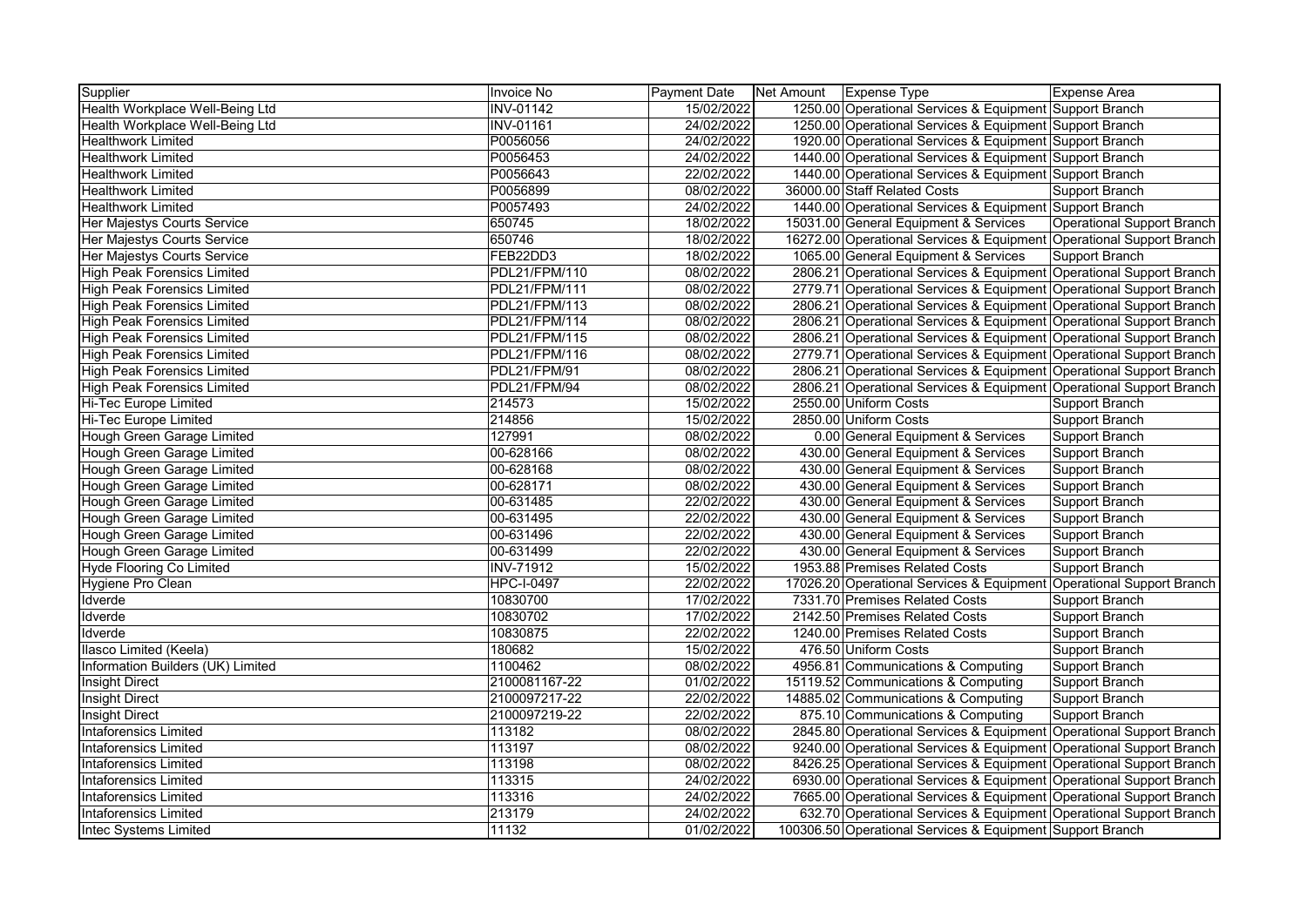| Supplier | Invoice No | Payment Date | Net Amount | Expense Type | Expense Area |
|---|---|---|---|---|---|
| Health Workplace Well-Being Ltd | INV-01142 | 15/02/2022 | 1250.00 | Operational Services & Equipment | Support Branch |
| Health Workplace Well-Being Ltd | INV-01161 | 24/02/2022 | 1250.00 | Operational Services & Equipment | Support Branch |
| Healthwork Limited | P0056056 | 24/02/2022 | 1920.00 | Operational Services & Equipment | Support Branch |
| Healthwork Limited | P0056453 | 24/02/2022 | 1440.00 | Operational Services & Equipment | Support Branch |
| Healthwork Limited | P0056643 | 22/02/2022 | 1440.00 | Operational Services & Equipment | Support Branch |
| Healthwork Limited | P0056899 | 08/02/2022 | 36000.00 | Staff Related Costs | Support Branch |
| Healthwork Limited | P0057493 | 24/02/2022 | 1440.00 | Operational Services & Equipment | Support Branch |
| Her Majestys Courts Service | 650745 | 18/02/2022 | 15031.00 | General Equipment & Services | Operational Support Branch |
| Her Majestys Courts Service | 650746 | 18/02/2022 | 16272.00 | Operational Services & Equipment | Operational Support Branch |
| Her Majestys Courts Service | FEB22DD3 | 18/02/2022 | 1065.00 | General Equipment & Services | Support Branch |
| High Peak Forensics Limited | PDL21/FPM/110 | 08/02/2022 | 2806.21 | Operational Services & Equipment | Operational Support Branch |
| High Peak Forensics Limited | PDL21/FPM/111 | 08/02/2022 | 2779.71 | Operational Services & Equipment | Operational Support Branch |
| High Peak Forensics Limited | PDL21/FPM/113 | 08/02/2022 | 2806.21 | Operational Services & Equipment | Operational Support Branch |
| High Peak Forensics Limited | PDL21/FPM/114 | 08/02/2022 | 2806.21 | Operational Services & Equipment | Operational Support Branch |
| High Peak Forensics Limited | PDL21/FPM/115 | 08/02/2022 | 2806.21 | Operational Services & Equipment | Operational Support Branch |
| High Peak Forensics Limited | PDL21/FPM/116 | 08/02/2022 | 2779.71 | Operational Services & Equipment | Operational Support Branch |
| High Peak Forensics Limited | PDL21/FPM/91 | 08/02/2022 | 2806.21 | Operational Services & Equipment | Operational Support Branch |
| High Peak Forensics Limited | PDL21/FPM/94 | 08/02/2022 | 2806.21 | Operational Services & Equipment | Operational Support Branch |
| Hi-Tec Europe Limited | 214573 | 15/02/2022 | 2550.00 | Uniform Costs | Support Branch |
| Hi-Tec Europe Limited | 214856 | 15/02/2022 | 2850.00 | Uniform Costs | Support Branch |
| Hough Green Garage Limited | 127991 | 08/02/2022 | 0.00 | General Equipment & Services | Support Branch |
| Hough Green Garage Limited | 00-628166 | 08/02/2022 | 430.00 | General Equipment & Services | Support Branch |
| Hough Green Garage Limited | 00-628168 | 08/02/2022 | 430.00 | General Equipment & Services | Support Branch |
| Hough Green Garage Limited | 00-628171 | 08/02/2022 | 430.00 | General Equipment & Services | Support Branch |
| Hough Green Garage Limited | 00-631485 | 22/02/2022 | 430.00 | General Equipment & Services | Support Branch |
| Hough Green Garage Limited | 00-631495 | 22/02/2022 | 430.00 | General Equipment & Services | Support Branch |
| Hough Green Garage Limited | 00-631496 | 22/02/2022 | 430.00 | General Equipment & Services | Support Branch |
| Hough Green Garage Limited | 00-631499 | 22/02/2022 | 430.00 | General Equipment & Services | Support Branch |
| Hyde Flooring Co Limited | INV-71912 | 15/02/2022 | 1953.88 | Premises Related Costs | Support Branch |
| Hygiene Pro Clean | HPC-I-0497 | 22/02/2022 | 17026.20 | Operational Services & Equipment | Operational Support Branch |
| Idverde | 10830700 | 17/02/2022 | 7331.70 | Premises Related Costs | Support Branch |
| Idverde | 10830702 | 17/02/2022 | 2142.50 | Premises Related Costs | Support Branch |
| Idverde | 10830875 | 22/02/2022 | 1240.00 | Premises Related Costs | Support Branch |
| Ilasco Limited (Keela) | 180682 | 15/02/2022 | 476.50 | Uniform Costs | Support Branch |
| Information Builders (UK) Limited | 1100462 | 08/02/2022 | 4956.81 | Communications & Computing | Support Branch |
| Insight Direct | 2100081167-22 | 01/02/2022 | 15119.52 | Communications & Computing | Support Branch |
| Insight Direct | 2100097217-22 | 22/02/2022 | 14885.02 | Communications & Computing | Support Branch |
| Insight Direct | 2100097219-22 | 22/02/2022 | 875.10 | Communications & Computing | Support Branch |
| Intaforensics Limited | 113182 | 08/02/2022 | 2845.80 | Operational Services & Equipment | Operational Support Branch |
| Intaforensics Limited | 113197 | 08/02/2022 | 9240.00 | Operational Services & Equipment | Operational Support Branch |
| Intaforensics Limited | 113198 | 08/02/2022 | 8426.25 | Operational Services & Equipment | Operational Support Branch |
| Intaforensics Limited | 113315 | 24/02/2022 | 6930.00 | Operational Services & Equipment | Operational Support Branch |
| Intaforensics Limited | 113316 | 24/02/2022 | 7665.00 | Operational Services & Equipment | Operational Support Branch |
| Intaforensics Limited | 213179 | 24/02/2022 | 632.70 | Operational Services & Equipment | Operational Support Branch |
| Intec Systems Limited | 11132 | 01/02/2022 | 100306.50 | Operational Services & Equipment | Support Branch |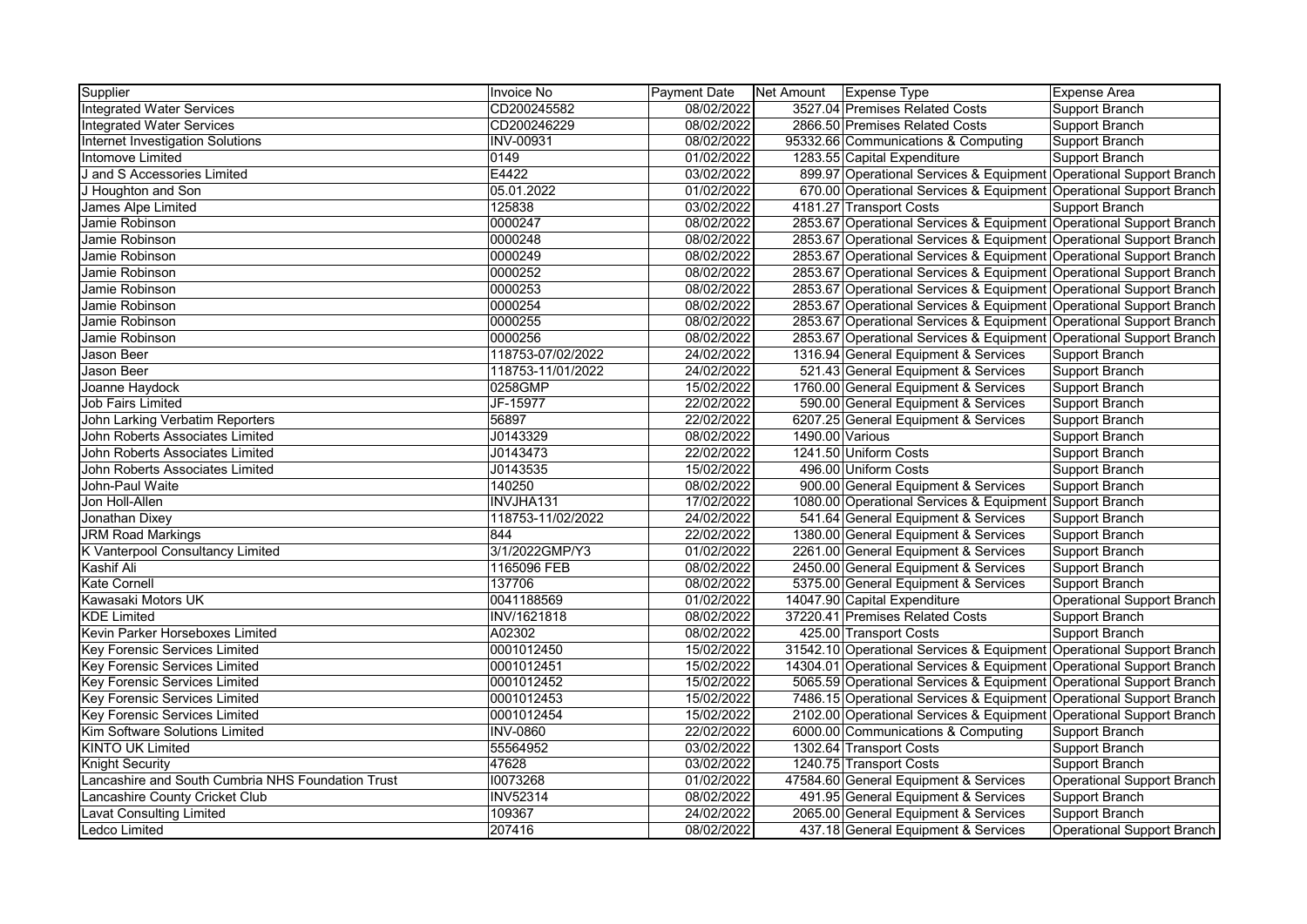| Supplier | Invoice No | Payment Date | Net Amount | Expense Type | Expense Area |
|---|---|---|---|---|---|
| Integrated Water Services | CD200245582 | 08/02/2022 | 3527.04 | Premises Related Costs | Support Branch |
| Integrated Water Services | CD200246229 | 08/02/2022 | 2866.50 | Premises Related Costs | Support Branch |
| Internet Investigation Solutions | INV-00931 | 08/02/2022 | 95332.66 | Communications & Computing | Support Branch |
| Intomove Limited | 0149 | 01/02/2022 | 1283.55 | Capital Expenditure | Support Branch |
| J and S Accessories Limited | E4422 | 03/02/2022 | 899.97 | Operational Services & Equipment | Operational Support Branch |
| J Houghton and Son | 05.01.2022 | 01/02/2022 | 670.00 | Operational Services & Equipment | Operational Support Branch |
| James Alpe Limited | 125838 | 03/02/2022 | 4181.27 | Transport Costs | Support Branch |
| Jamie Robinson | 0000247 | 08/02/2022 | 2853.67 | Operational Services & Equipment | Operational Support Branch |
| Jamie Robinson | 0000248 | 08/02/2022 | 2853.67 | Operational Services & Equipment | Operational Support Branch |
| Jamie Robinson | 0000249 | 08/02/2022 | 2853.67 | Operational Services & Equipment | Operational Support Branch |
| Jamie Robinson | 0000252 | 08/02/2022 | 2853.67 | Operational Services & Equipment | Operational Support Branch |
| Jamie Robinson | 0000253 | 08/02/2022 | 2853.67 | Operational Services & Equipment | Operational Support Branch |
| Jamie Robinson | 0000254 | 08/02/2022 | 2853.67 | Operational Services & Equipment | Operational Support Branch |
| Jamie Robinson | 0000255 | 08/02/2022 | 2853.67 | Operational Services & Equipment | Operational Support Branch |
| Jamie Robinson | 0000256 | 08/02/2022 | 2853.67 | Operational Services & Equipment | Operational Support Branch |
| Jason Beer | 118753-07/02/2022 | 24/02/2022 | 1316.94 | General Equipment & Services | Support Branch |
| Jason Beer | 118753-11/01/2022 | 24/02/2022 | 521.43 | General Equipment & Services | Support Branch |
| Joanne Haydock | 0258GMP | 15/02/2022 | 1760.00 | General Equipment & Services | Support Branch |
| Job Fairs Limited | JF-15977 | 22/02/2022 | 590.00 | General Equipment & Services | Support Branch |
| John Larking Verbatim Reporters | 56897 | 22/02/2022 | 6207.25 | General Equipment & Services | Support Branch |
| John Roberts Associates Limited | J0143329 | 08/02/2022 | 1490.00 | Various | Support Branch |
| John Roberts Associates Limited | J0143473 | 22/02/2022 | 1241.50 | Uniform Costs | Support Branch |
| John Roberts Associates Limited | J0143535 | 15/02/2022 | 496.00 | Uniform Costs | Support Branch |
| John-Paul Waite | 140250 | 08/02/2022 | 900.00 | General Equipment & Services | Support Branch |
| Jon Holl-Allen | INVJHA131 | 17/02/2022 | 1080.00 | Operational Services & Equipment | Support Branch |
| Jonathan Dixey | 118753-11/02/2022 | 24/02/2022 | 541.64 | General Equipment & Services | Support Branch |
| JRM Road Markings | 844 | 22/02/2022 | 1380.00 | General Equipment & Services | Support Branch |
| K Vanterpool Consultancy Limited | 3/1/2022GMP/Y3 | 01/02/2022 | 2261.00 | General Equipment & Services | Support Branch |
| Kashif Ali | 1165096 FEB | 08/02/2022 | 2450.00 | General Equipment & Services | Support Branch |
| Kate Cornell | 137706 | 08/02/2022 | 5375.00 | General Equipment & Services | Support Branch |
| Kawasaki Motors UK | 0041188569 | 01/02/2022 | 14047.90 | Capital Expenditure | Operational Support Branch |
| KDE Limited | INV/1621818 | 08/02/2022 | 37220.41 | Premises Related Costs | Support Branch |
| Kevin Parker Horseboxes Limited | A02302 | 08/02/2022 | 425.00 | Transport Costs | Support Branch |
| Key Forensic Services Limited | 0001012450 | 15/02/2022 | 31542.10 | Operational Services & Equipment | Operational Support Branch |
| Key Forensic Services Limited | 0001012451 | 15/02/2022 | 14304.01 | Operational Services & Equipment | Operational Support Branch |
| Key Forensic Services Limited | 0001012452 | 15/02/2022 | 5065.59 | Operational Services & Equipment | Operational Support Branch |
| Key Forensic Services Limited | 0001012453 | 15/02/2022 | 7486.15 | Operational Services & Equipment | Operational Support Branch |
| Key Forensic Services Limited | 0001012454 | 15/02/2022 | 2102.00 | Operational Services & Equipment | Operational Support Branch |
| Kim Software Solutions Limited | INV-0860 | 22/02/2022 | 6000.00 | Communications & Computing | Support Branch |
| KINTO UK Limited | 55564952 | 03/02/2022 | 1302.64 | Transport Costs | Support Branch |
| Knight Security | 47628 | 03/02/2022 | 1240.75 | Transport Costs | Support Branch |
| Lancashire and South Cumbria NHS Foundation Trust | I0073268 | 01/02/2022 | 47584.60 | General Equipment & Services | Operational Support Branch |
| Lancashire County Cricket Club | INV52314 | 08/02/2022 | 491.95 | General Equipment & Services | Support Branch |
| Lavat Consulting Limited | 109367 | 24/02/2022 | 2065.00 | General Equipment & Services | Support Branch |
| Ledco Limited | 207416 | 08/02/2022 | 437.18 | General Equipment & Services | Operational Support Branch |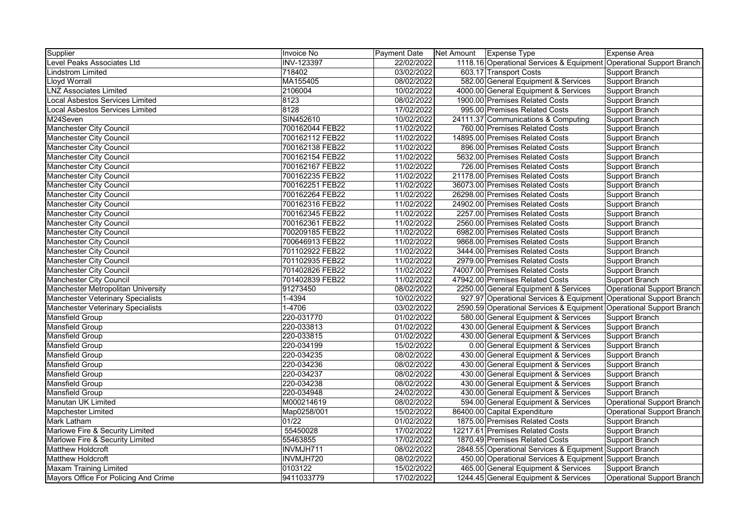| Supplier | Invoice No | Payment Date | Net Amount | Expense Type | Expense Area |
|---|---|---|---|---|---|
| Level Peaks Associates Ltd | INV-123397 | 22/02/2022 | 1118.16 | Operational Services & Equipment | Operational Support Branch |
| Lindstrom Limited | 718402 | 03/02/2022 | 603.17 | Transport Costs | Support Branch |
| Lloyd Worrall | MA155405 | 08/02/2022 | 582.00 | General Equipment & Services | Support Branch |
| LNZ Associates Limited | 2106004 | 10/02/2022 | 4000.00 | General Equipment & Services | Support Branch |
| Local Asbestos Services Limited | 8123 | 08/02/2022 | 1900.00 | Premises Related Costs | Support Branch |
| Local Asbestos Services Limited | 8128 | 17/02/2022 | 995.00 | Premises Related Costs | Support Branch |
| M24Seven | SIN452610 | 10/02/2022 | 24111.37 | Communications & Computing | Support Branch |
| Manchester City Council | 700162044 FEB22 | 11/02/2022 | 760.00 | Premises Related Costs | Support Branch |
| Manchester City Council | 700162112 FEB22 | 11/02/2022 | 14895.00 | Premises Related Costs | Support Branch |
| Manchester City Council | 700162138 FEB22 | 11/02/2022 | 896.00 | Premises Related Costs | Support Branch |
| Manchester City Council | 700162154 FEB22 | 11/02/2022 | 5632.00 | Premises Related Costs | Support Branch |
| Manchester City Council | 700162167 FEB22 | 11/02/2022 | 726.00 | Premises Related Costs | Support Branch |
| Manchester City Council | 700162235 FEB22 | 11/02/2022 | 21178.00 | Premises Related Costs | Support Branch |
| Manchester City Council | 700162251 FEB22 | 11/02/2022 | 36073.00 | Premises Related Costs | Support Branch |
| Manchester City Council | 700162264 FEB22 | 11/02/2022 | 26298.00 | Premises Related Costs | Support Branch |
| Manchester City Council | 700162316 FEB22 | 11/02/2022 | 24902.00 | Premises Related Costs | Support Branch |
| Manchester City Council | 700162345 FEB22 | 11/02/2022 | 2257.00 | Premises Related Costs | Support Branch |
| Manchester City Council | 700162361 FEB22 | 11/02/2022 | 2560.00 | Premises Related Costs | Support Branch |
| Manchester City Council | 700209185 FEB22 | 11/02/2022 | 6982.00 | Premises Related Costs | Support Branch |
| Manchester City Council | 700646913 FEB22 | 11/02/2022 | 9868.00 | Premises Related Costs | Support Branch |
| Manchester City Council | 701102922 FEB22 | 11/02/2022 | 3444.00 | Premises Related Costs | Support Branch |
| Manchester City Council | 701102935 FEB22 | 11/02/2022 | 2979.00 | Premises Related Costs | Support Branch |
| Manchester City Council | 701402826 FEB22 | 11/02/2022 | 74007.00 | Premises Related Costs | Support Branch |
| Manchester City Council | 701402839 FEB22 | 11/02/2022 | 47942.00 | Premises Related Costs | Support Branch |
| Manchester Metropolitan University | 91273450 | 08/02/2022 | 2250.00 | General Equipment & Services | Operational Support Branch |
| Manchester Veterinary Specialists | 1-4394 | 10/02/2022 | 927.97 | Operational Services & Equipment | Operational Support Branch |
| Manchester Veterinary Specialists | 1-4706 | 03/02/2022 | 2590.59 | Operational Services & Equipment | Operational Support Branch |
| Mansfield Group | 220-031770 | 01/02/2022 | 580.00 | General Equipment & Services | Support Branch |
| Mansfield Group | 220-033813 | 01/02/2022 | 430.00 | General Equipment & Services | Support Branch |
| Mansfield Group | 220-033815 | 01/02/2022 | 430.00 | General Equipment & Services | Support Branch |
| Mansfield Group | 220-034199 | 15/02/2022 | 0.00 | General Equipment & Services | Support Branch |
| Mansfield Group | 220-034235 | 08/02/2022 | 430.00 | General Equipment & Services | Support Branch |
| Mansfield Group | 220-034236 | 08/02/2022 | 430.00 | General Equipment & Services | Support Branch |
| Mansfield Group | 220-034237 | 08/02/2022 | 430.00 | General Equipment & Services | Support Branch |
| Mansfield Group | 220-034238 | 08/02/2022 | 430.00 | General Equipment & Services | Support Branch |
| Mansfield Group | 220-034948 | 24/02/2022 | 430.00 | General Equipment & Services | Support Branch |
| Manutan UK Limited | M000214619 | 08/02/2022 | 594.00 | General Equipment & Services | Operational Support Branch |
| Mapchester Limited | Map0258/001 | 15/02/2022 | 86400.00 | Capital Expenditure | Operational Support Branch |
| Mark Latham | 01/22 | 01/02/2022 | 1875.00 | Premises Related Costs | Support Branch |
| Marlowe Fire & Security Limited | 55450028 | 17/02/2022 | 12217.61 | Premises Related Costs | Support Branch |
| Marlowe Fire & Security Limited | 55463855 | 17/02/2022 | 1870.49 | Premises Related Costs | Support Branch |
| Matthew Holdcroft | INVMJH711 | 08/02/2022 | 2848.55 | Operational Services & Equipment | Support Branch |
| Matthew Holdcroft | INVMJH720 | 08/02/2022 | 450.00 | Operational Services & Equipment | Support Branch |
| Maxam Training Limited | 0103122 | 15/02/2022 | 465.00 | General Equipment & Services | Support Branch |
| Mayors Office For Policing And Crime | 9411033779 | 17/02/2022 | 1244.45 | General Equipment & Services | Operational Support Branch |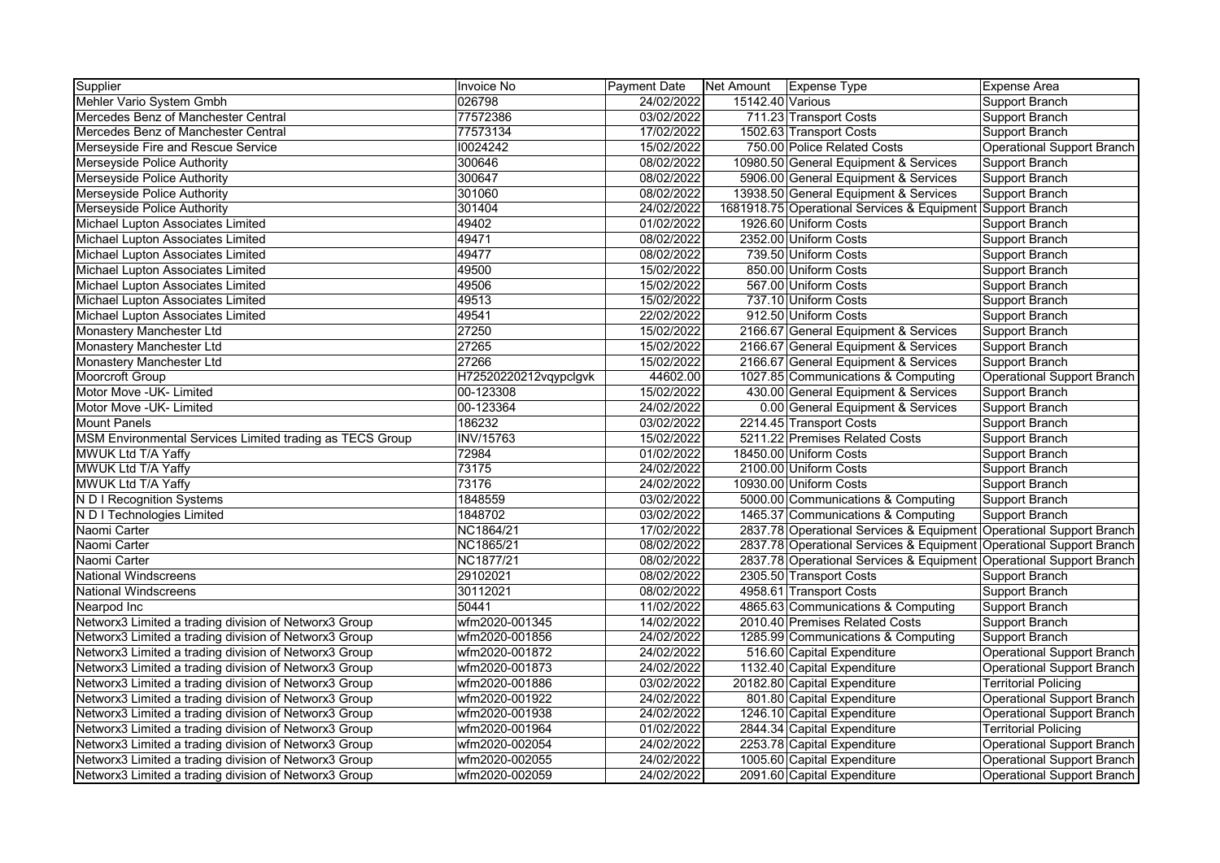| Supplier | Invoice No | Payment Date | Net Amount | Expense Type | Expense Area |
|---|---|---|---|---|---|
| Mehler Vario System Gmbh | 026798 | 24/02/2022 | 15142.40 | Various | Support Branch |
| Mercedes Benz of Manchester Central | 77572386 | 03/02/2022 | 711.23 | Transport Costs | Support Branch |
| Mercedes Benz of Manchester Central | 77573134 | 17/02/2022 | 1502.63 | Transport Costs | Support Branch |
| Merseyside Fire and Rescue Service | I0024242 | 15/02/2022 | 750.00 | Police Related Costs | Operational Support Branch |
| Merseyside Police Authority | 300646 | 08/02/2022 | 10980.50 | General Equipment & Services | Support Branch |
| Merseyside Police Authority | 300647 | 08/02/2022 | 5906.00 | General Equipment & Services | Support Branch |
| Merseyside Police Authority | 301060 | 08/02/2022 | 13938.50 | General Equipment & Services | Support Branch |
| Merseyside Police Authority | 301404 | 24/02/2022 | 1681918.75 | Operational Services & Equipment | Support Branch |
| Michael Lupton Associates Limited | 49402 | 01/02/2022 | 1926.60 | Uniform Costs | Support Branch |
| Michael Lupton Associates Limited | 49471 | 08/02/2022 | 2352.00 | Uniform Costs | Support Branch |
| Michael Lupton Associates Limited | 49477 | 08/02/2022 | 739.50 | Uniform Costs | Support Branch |
| Michael Lupton Associates Limited | 49500 | 15/02/2022 | 850.00 | Uniform Costs | Support Branch |
| Michael Lupton Associates Limited | 49506 | 15/02/2022 | 567.00 | Uniform Costs | Support Branch |
| Michael Lupton Associates Limited | 49513 | 15/02/2022 | 737.10 | Uniform Costs | Support Branch |
| Michael Lupton Associates Limited | 49541 | 22/02/2022 | 912.50 | Uniform Costs | Support Branch |
| Monastery Manchester Ltd | 27250 | 15/02/2022 | 2166.67 | General Equipment & Services | Support Branch |
| Monastery Manchester Ltd | 27265 | 15/02/2022 | 2166.67 | General Equipment & Services | Support Branch |
| Monastery Manchester Ltd | 27266 | 15/02/2022 | 2166.67 | General Equipment & Services | Support Branch |
| Moorcroft Group | H72520220212vqypclgvk | 44602.00 | 1027.85 | Communications & Computing | Operational Support Branch |
| Motor Move -UK- Limited | 00-123308 | 15/02/2022 | 430.00 | General Equipment & Services | Support Branch |
| Motor Move -UK- Limited | 00-123364 | 24/02/2022 | 0.00 | General Equipment & Services | Support Branch |
| Mount Panels | 186232 | 03/02/2022 | 2214.45 | Transport Costs | Support Branch |
| MSM Environmental Services Limited trading as TECS Group | INV/15763 | 15/02/2022 | 5211.22 | Premises Related Costs | Support Branch |
| MWUK Ltd T/A Yaffy | 72984 | 01/02/2022 | 18450.00 | Uniform Costs | Support Branch |
| MWUK Ltd T/A Yaffy | 73175 | 24/02/2022 | 2100.00 | Uniform Costs | Support Branch |
| MWUK Ltd T/A Yaffy | 73176 | 24/02/2022 | 10930.00 | Uniform Costs | Support Branch |
| N D I Recognition Systems | 1848559 | 03/02/2022 | 5000.00 | Communications & Computing | Support Branch |
| N D I Technologies Limited | 1848702 | 03/02/2022 | 1465.37 | Communications & Computing | Support Branch |
| Naomi Carter | NC1864/21 | 17/02/2022 | 2837.78 | Operational Services & Equipment | Operational Support Branch |
| Naomi Carter | NC1865/21 | 08/02/2022 | 2837.78 | Operational Services & Equipment | Operational Support Branch |
| Naomi Carter | NC1877/21 | 08/02/2022 | 2837.78 | Operational Services & Equipment | Operational Support Branch |
| National Windscreens | 29102021 | 08/02/2022 | 2305.50 | Transport Costs | Support Branch |
| National Windscreens | 30112021 | 08/02/2022 | 4958.61 | Transport Costs | Support Branch |
| Nearpod Inc | 50441 | 11/02/2022 | 4865.63 | Communications & Computing | Support Branch |
| Networx3 Limited a trading division of Networx3 Group | wfm2020-001345 | 14/02/2022 | 2010.40 | Premises Related Costs | Support Branch |
| Networx3 Limited a trading division of Networx3 Group | wfm2020-001856 | 24/02/2022 | 1285.99 | Communications & Computing | Support Branch |
| Networx3 Limited a trading division of Networx3 Group | wfm2020-001872 | 24/02/2022 | 516.60 | Capital Expenditure | Operational Support Branch |
| Networx3 Limited a trading division of Networx3 Group | wfm2020-001873 | 24/02/2022 | 1132.40 | Capital Expenditure | Operational Support Branch |
| Networx3 Limited a trading division of Networx3 Group | wfm2020-001886 | 03/02/2022 | 20182.80 | Capital Expenditure | Territorial Policing |
| Networx3 Limited a trading division of Networx3 Group | wfm2020-001922 | 24/02/2022 | 801.80 | Capital Expenditure | Operational Support Branch |
| Networx3 Limited a trading division of Networx3 Group | wfm2020-001938 | 24/02/2022 | 1246.10 | Capital Expenditure | Operational Support Branch |
| Networx3 Limited a trading division of Networx3 Group | wfm2020-001964 | 01/02/2022 | 2844.34 | Capital Expenditure | Territorial Policing |
| Networx3 Limited a trading division of Networx3 Group | wfm2020-002054 | 24/02/2022 | 2253.78 | Capital Expenditure | Operational Support Branch |
| Networx3 Limited a trading division of Networx3 Group | wfm2020-002055 | 24/02/2022 | 1005.60 | Capital Expenditure | Operational Support Branch |
| Networx3 Limited a trading division of Networx3 Group | wfm2020-002059 | 24/02/2022 | 2091.60 | Capital Expenditure | Operational Support Branch |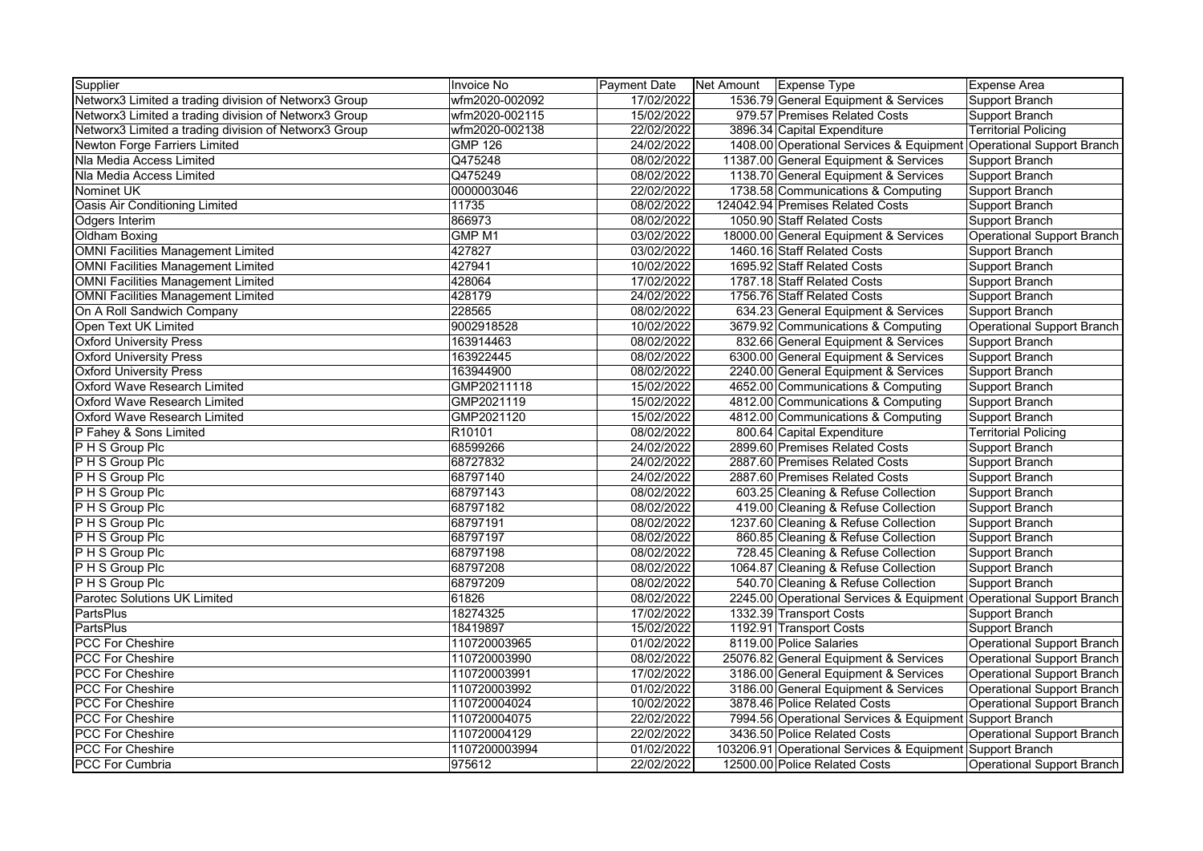| Supplier | Invoice No | Payment Date | Net Amount | Expense Type | Expense Area |
|---|---|---|---|---|---|
| Networx3 Limited a trading division of Networx3 Group | wfm2020-002092 | 17/02/2022 | 1536.79 | General Equipment & Services | Support Branch |
| Networx3 Limited a trading division of Networx3 Group | wfm2020-002115 | 15/02/2022 | 979.57 | Premises Related Costs | Support Branch |
| Networx3 Limited a trading division of Networx3 Group | wfm2020-002138 | 22/02/2022 | 3896.34 | Capital Expenditure | Territorial Policing |
| Newton Forge Farriers Limited | GMP 126 | 24/02/2022 | 1408.00 | Operational Services & Equipment | Operational Support Branch |
| Nla Media Access Limited | Q475248 | 08/02/2022 | 11387.00 | General Equipment & Services | Support Branch |
| Nla Media Access Limited | Q475249 | 08/02/2022 | 1138.70 | General Equipment & Services | Support Branch |
| Nominet UK | 0000003046 | 22/02/2022 | 1738.58 | Communications & Computing | Support Branch |
| Oasis Air Conditioning Limited | 11735 | 08/02/2022 | 124042.94 | Premises Related Costs | Support Branch |
| Odgers Interim | 866973 | 08/02/2022 | 1050.90 | Staff Related Costs | Support Branch |
| Oldham Boxing | GMP M1 | 03/02/2022 | 18000.00 | General Equipment & Services | Operational Support Branch |
| OMNI Facilities Management Limited | 427827 | 03/02/2022 | 1460.16 | Staff Related Costs | Support Branch |
| OMNI Facilities Management Limited | 427941 | 10/02/2022 | 1695.92 | Staff Related Costs | Support Branch |
| OMNI Facilities Management Limited | 428064 | 17/02/2022 | 1787.18 | Staff Related Costs | Support Branch |
| OMNI Facilities Management Limited | 428179 | 24/02/2022 | 1756.76 | Staff Related Costs | Support Branch |
| On A Roll Sandwich Company | 228565 | 08/02/2022 | 634.23 | General Equipment & Services | Support Branch |
| Open Text UK Limited | 9002918528 | 10/02/2022 | 3679.92 | Communications & Computing | Operational Support Branch |
| Oxford University Press | 163914463 | 08/02/2022 | 832.66 | General Equipment & Services | Support Branch |
| Oxford University Press | 163922445 | 08/02/2022 | 6300.00 | General Equipment & Services | Support Branch |
| Oxford University Press | 163944900 | 08/02/2022 | 2240.00 | General Equipment & Services | Support Branch |
| Oxford Wave Research Limited | GMP20211118 | 15/02/2022 | 4652.00 | Communications & Computing | Support Branch |
| Oxford Wave Research Limited | GMP2021119 | 15/02/2022 | 4812.00 | Communications & Computing | Support Branch |
| Oxford Wave Research Limited | GMP2021120 | 15/02/2022 | 4812.00 | Communications & Computing | Support Branch |
| P Fahey & Sons Limited | R10101 | 08/02/2022 | 800.64 | Capital Expenditure | Territorial Policing |
| P H S Group Plc | 68599266 | 24/02/2022 | 2899.60 | Premises Related Costs | Support Branch |
| P H S Group Plc | 68727832 | 24/02/2022 | 2887.60 | Premises Related Costs | Support Branch |
| P H S Group Plc | 68797140 | 24/02/2022 | 2887.60 | Premises Related Costs | Support Branch |
| P H S Group Plc | 68797143 | 08/02/2022 | 603.25 | Cleaning & Refuse Collection | Support Branch |
| P H S Group Plc | 68797182 | 08/02/2022 | 419.00 | Cleaning & Refuse Collection | Support Branch |
| P H S Group Plc | 68797191 | 08/02/2022 | 1237.60 | Cleaning & Refuse Collection | Support Branch |
| P H S Group Plc | 68797197 | 08/02/2022 | 860.85 | Cleaning & Refuse Collection | Support Branch |
| P H S Group Plc | 68797198 | 08/02/2022 | 728.45 | Cleaning & Refuse Collection | Support Branch |
| P H S Group Plc | 68797208 | 08/02/2022 | 1064.87 | Cleaning & Refuse Collection | Support Branch |
| P H S Group Plc | 68797209 | 08/02/2022 | 540.70 | Cleaning & Refuse Collection | Support Branch |
| Parotec Solutions UK Limited | 61826 | 08/02/2022 | 2245.00 | Operational Services & Equipment | Operational Support Branch |
| PartsPlus | 18274325 | 17/02/2022 | 1332.39 | Transport Costs | Support Branch |
| PartsPlus | 18419897 | 15/02/2022 | 1192.91 | Transport Costs | Support Branch |
| PCC For Cheshire | 110720003965 | 01/02/2022 | 8119.00 | Police Salaries | Operational Support Branch |
| PCC For Cheshire | 110720003990 | 08/02/2022 | 25076.82 | General Equipment & Services | Operational Support Branch |
| PCC For Cheshire | 110720003991 | 17/02/2022 | 3186.00 | General Equipment & Services | Operational Support Branch |
| PCC For Cheshire | 110720003992 | 01/02/2022 | 3186.00 | General Equipment & Services | Operational Support Branch |
| PCC For Cheshire | 110720004024 | 10/02/2022 | 3878.46 | Police Related Costs | Operational Support Branch |
| PCC For Cheshire | 110720004075 | 22/02/2022 | 7994.56 | Operational Services & Equipment | Support Branch |
| PCC For Cheshire | 110720004129 | 22/02/2022 | 3436.50 | Police Related Costs | Operational Support Branch |
| PCC For Cheshire | 1107200003994 | 01/02/2022 | 103206.91 | Operational Services & Equipment | Support Branch |
| PCC For Cumbria | 975612 | 22/02/2022 | 12500.00 | Police Related Costs | Operational Support Branch |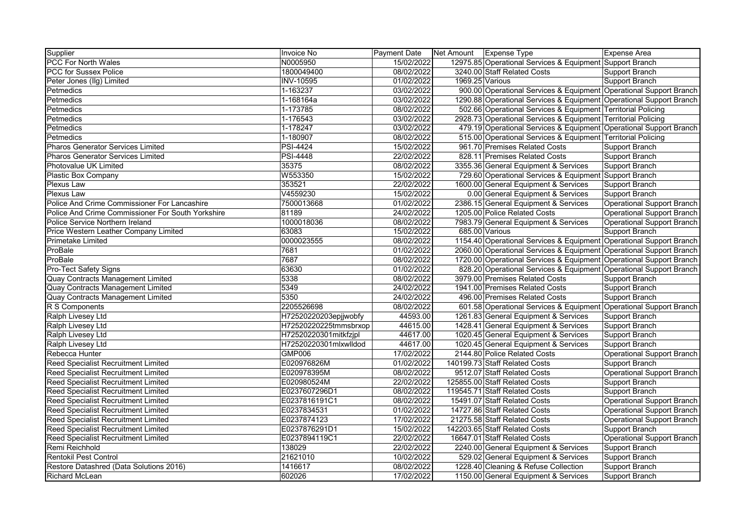| Supplier | Invoice No | Payment Date | Net Amount | Expense Type | Expense Area |
|---|---|---|---|---|---|
| PCC For North Wales | N0005950 | 15/02/2022 | 12975.85 | Operational Services & Equipment | Support Branch |
| PCC for Sussex Police | 1800049400 | 08/02/2022 | 3240.00 | Staff Related Costs | Support Branch |
| Peter Jones (Ilg) Limited | INV-10595 | 01/02/2022 | 1969.25 | Various | Support Branch |
| Petmedics | 1-163237 | 03/02/2022 | 900.00 | Operational Services & Equipment | Operational Support Branch |
| Petmedics | 1-168164a | 03/02/2022 | 1290.88 | Operational Services & Equipment | Operational Support Branch |
| Petmedics | 1-173785 | 08/02/2022 | 502.66 | Operational Services & Equipment | Territorial Policing |
| Petmedics | 1-176543 | 03/02/2022 | 2928.73 | Operational Services & Equipment | Territorial Policing |
| Petmedics | 1-178247 | 03/02/2022 | 479.19 | Operational Services & Equipment | Operational Support Branch |
| Petmedics | 1-180907 | 08/02/2022 | 515.00 | Operational Services & Equipment | Territorial Policing |
| Pharos Generator Services Limited | PSI-4424 | 15/02/2022 | 961.70 | Premises Related Costs | Support Branch |
| Pharos Generator Services Limited | PSI-4448 | 22/02/2022 | 828.11 | Premises Related Costs | Support Branch |
| Photovalue UK Limited | 35375 | 08/02/2022 | 3355.36 | General Equipment & Services | Support Branch |
| Plastic Box Company | W553350 | 15/02/2022 | 729.60 | Operational Services & Equipment | Support Branch |
| Plexus Law | 353521 | 22/02/2022 | 1600.00 | General Equipment & Services | Support Branch |
| Plexus Law | V4559230 | 15/02/2022 | 0.00 | General Equipment & Services | Support Branch |
| Police And Crime Commissioner For Lancashire | 7500013668 | 01/02/2022 | 2386.15 | General Equipment & Services | Operational Support Branch |
| Police And Crime Commissioner For South Yorkshire | 81189 | 24/02/2022 | 1205.00 | Police Related Costs | Operational Support Branch |
| Police Service Northern Ireland | 1000018036 | 08/02/2022 | 7983.79 | General Equipment & Services | Operational Support Branch |
| Price Western Leather Company Limited | 63083 | 15/02/2022 | 685.00 | Various | Support Branch |
| Primetake Limited | 0000023555 | 08/02/2022 | 1154.40 | Operational Services & Equipment | Operational Support Branch |
| ProBale | 7681 | 01/02/2022 | 2060.00 | Operational Services & Equipment | Operational Support Branch |
| ProBale | 7687 | 08/02/2022 | 1720.00 | Operational Services & Equipment | Operational Support Branch |
| Pro-Tect Safety Signs | 63630 | 01/02/2022 | 828.20 | Operational Services & Equipment | Operational Support Branch |
| Quay Contracts Management Limited | 5338 | 08/02/2022 | 3979.00 | Premises Related Costs | Support Branch |
| Quay Contracts Management Limited | 5349 | 24/02/2022 | 1941.00 | Premises Related Costs | Support Branch |
| Quay Contracts Management Limited | 5350 | 24/02/2022 | 496.00 | Premises Related Costs | Support Branch |
| R S Components | 2205526698 | 08/02/2022 | 601.58 | Operational Services & Equipment | Operational Support Branch |
| Ralph Livesey Ltd | H72520220203epjjwobfy | 44593.00 | 1261.83 | General Equipment & Services | Support Branch |
| Ralph Livesey Ltd | H72520220225tmmsbrxop | 44615.00 | 1428.41 | General Equipment & Services | Support Branch |
| Ralph Livesey Ltd | H72520220301mitkfzjpl | 44617.00 | 1020.45 | General Equipment & Services | Support Branch |
| Ralph Livesey Ltd | H72520220301mlxwlldod | 44617.00 | 1020.45 | General Equipment & Services | Support Branch |
| Rebecca Hunter | GMP006 | 17/02/2022 | 2144.80 | Police Related Costs | Operational Support Branch |
| Reed Specialist Recruitment Limited | E020976826M | 01/02/2022 | 140199.73 | Staff Related Costs | Support Branch |
| Reed Specialist Recruitment Limited | E020978395M | 08/02/2022 | 9512.07 | Staff Related Costs | Operational Support Branch |
| Reed Specialist Recruitment Limited | E020980524M | 22/02/2022 | 125855.00 | Staff Related Costs | Support Branch |
| Reed Specialist Recruitment Limited | E0237607296D1 | 08/02/2022 | 119545.71 | Staff Related Costs | Support Branch |
| Reed Specialist Recruitment Limited | E0237816191C1 | 08/02/2022 | 15491.07 | Staff Related Costs | Operational Support Branch |
| Reed Specialist Recruitment Limited | E0237834531 | 01/02/2022 | 14727.86 | Staff Related Costs | Operational Support Branch |
| Reed Specialist Recruitment Limited | E0237874123 | 17/02/2022 | 21275.58 | Staff Related Costs | Operational Support Branch |
| Reed Specialist Recruitment Limited | E0237876291D1 | 15/02/2022 | 142203.65 | Staff Related Costs | Support Branch |
| Reed Specialist Recruitment Limited | E0237894119C1 | 22/02/2022 | 16647.01 | Staff Related Costs | Operational Support Branch |
| Remi Reichhold | 138029 | 22/02/2022 | 2240.00 | General Equipment & Services | Support Branch |
| Rentokil Pest Control | 21621010 | 10/02/2022 | 529.02 | General Equipment & Services | Support Branch |
| Restore Datashred (Data Solutions 2016) | 1416617 | 08/02/2022 | 1228.40 | Cleaning & Refuse Collection | Support Branch |
| Richard McLean | 602026 | 17/02/2022 | 1150.00 | General Equipment & Services | Support Branch |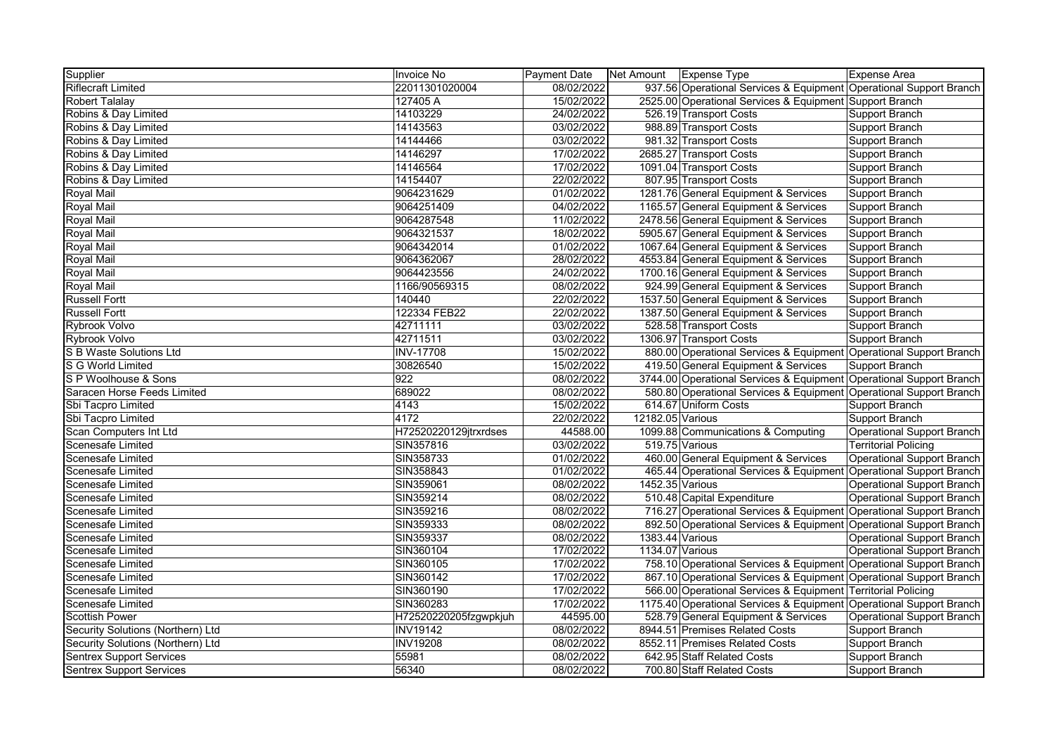| Supplier | Invoice No | Payment Date | Net Amount | Expense Type | Expense Area |
|---|---|---|---|---|---|
| Riflecraft Limited | 22011301020004 | 08/02/2022 | 937.56 | Operational Services & Equipment | Operational Support Branch |
| Robert Talalay | 127405 A | 15/02/2022 | 2525.00 | Operational Services & Equipment | Support Branch |
| Robins & Day Limited | 14103229 | 24/02/2022 | 526.19 | Transport Costs | Support Branch |
| Robins & Day Limited | 14143563 | 03/02/2022 | 988.89 | Transport Costs | Support Branch |
| Robins & Day Limited | 14144466 | 03/02/2022 | 981.32 | Transport Costs | Support Branch |
| Robins & Day Limited | 14146297 | 17/02/2022 | 2685.27 | Transport Costs | Support Branch |
| Robins & Day Limited | 14146564 | 17/02/2022 | 1091.04 | Transport Costs | Support Branch |
| Robins & Day Limited | 14154407 | 22/02/2022 | 807.95 | Transport Costs | Support Branch |
| Royal Mail | 9064231629 | 01/02/2022 | 1281.76 | General Equipment & Services | Support Branch |
| Royal Mail | 9064251409 | 04/02/2022 | 1165.57 | General Equipment & Services | Support Branch |
| Royal Mail | 9064287548 | 11/02/2022 | 2478.56 | General Equipment & Services | Support Branch |
| Royal Mail | 9064321537 | 18/02/2022 | 5905.67 | General Equipment & Services | Support Branch |
| Royal Mail | 9064342014 | 01/02/2022 | 1067.64 | General Equipment & Services | Support Branch |
| Royal Mail | 9064362067 | 28/02/2022 | 4553.84 | General Equipment & Services | Support Branch |
| Royal Mail | 9064423556 | 24/02/2022 | 1700.16 | General Equipment & Services | Support Branch |
| Royal Mail | 1166/90569315 | 08/02/2022 | 924.99 | General Equipment & Services | Support Branch |
| Russell Fortt | 140440 | 22/02/2022 | 1537.50 | General Equipment & Services | Support Branch |
| Russell Fortt | 122334 FEB22 | 22/02/2022 | 1387.50 | General Equipment & Services | Support Branch |
| Rybrook Volvo | 42711111 | 03/02/2022 | 528.58 | Transport Costs | Support Branch |
| Rybrook Volvo | 42711511 | 03/02/2022 | 1306.97 | Transport Costs | Support Branch |
| S B Waste Solutions Ltd | INV-17708 | 15/02/2022 | 880.00 | Operational Services & Equipment | Operational Support Branch |
| S G World Limited | 30826540 | 15/02/2022 | 419.50 | General Equipment & Services | Support Branch |
| S P Woolhouse & Sons | 922 | 08/02/2022 | 3744.00 | Operational Services & Equipment | Operational Support Branch |
| Saracen Horse Feeds Limited | 689022 | 08/02/2022 | 580.80 | Operational Services & Equipment | Operational Support Branch |
| Sbi Tacpro Limited | 4143 | 15/02/2022 | 614.67 | Uniform Costs | Support Branch |
| Sbi Tacpro Limited | 4172 | 22/02/2022 | 12182.05 | Various | Support Branch |
| Scan Computers Int Ltd | H72520220129jtrxrdses | 44588.00 | 1099.88 | Communications & Computing | Operational Support Branch |
| Scenesafe Limited | SIN357816 | 03/02/2022 | 519.75 | Various | Territorial Policing |
| Scenesafe Limited | SIN358733 | 01/02/2022 | 460.00 | General Equipment & Services | Operational Support Branch |
| Scenesafe Limited | SIN358843 | 01/02/2022 | 465.44 | Operational Services & Equipment | Operational Support Branch |
| Scenesafe Limited | SIN359061 | 08/02/2022 | 1452.35 | Various | Operational Support Branch |
| Scenesafe Limited | SIN359214 | 08/02/2022 | 510.48 | Capital Expenditure | Operational Support Branch |
| Scenesafe Limited | SIN359216 | 08/02/2022 | 716.27 | Operational Services & Equipment | Operational Support Branch |
| Scenesafe Limited | SIN359333 | 08/02/2022 | 892.50 | Operational Services & Equipment | Operational Support Branch |
| Scenesafe Limited | SIN359337 | 08/02/2022 | 1383.44 | Various | Operational Support Branch |
| Scenesafe Limited | SIN360104 | 17/02/2022 | 1134.07 | Various | Operational Support Branch |
| Scenesafe Limited | SIN360105 | 17/02/2022 | 758.10 | Operational Services & Equipment | Operational Support Branch |
| Scenesafe Limited | SIN360142 | 17/02/2022 | 867.10 | Operational Services & Equipment | Operational Support Branch |
| Scenesafe Limited | SIN360190 | 17/02/2022 | 566.00 | Operational Services & Equipment | Territorial Policing |
| Scenesafe Limited | SIN360283 | 17/02/2022 | 1175.40 | Operational Services & Equipment | Operational Support Branch |
| Scottish Power | H72520220205fzgwpkjuh | 44595.00 | 528.79 | General Equipment & Services | Operational Support Branch |
| Security Solutions (Northern) Ltd | INV19142 | 08/02/2022 | 8944.51 | Premises Related Costs | Support Branch |
| Security Solutions (Northern) Ltd | INV19208 | 08/02/2022 | 8552.11 | Premises Related Costs | Support Branch |
| Sentrex Support Services | 55981 | 08/02/2022 | 642.95 | Staff Related Costs | Support Branch |
| Sentrex Support Services | 56340 | 08/02/2022 | 700.80 | Staff Related Costs | Support Branch |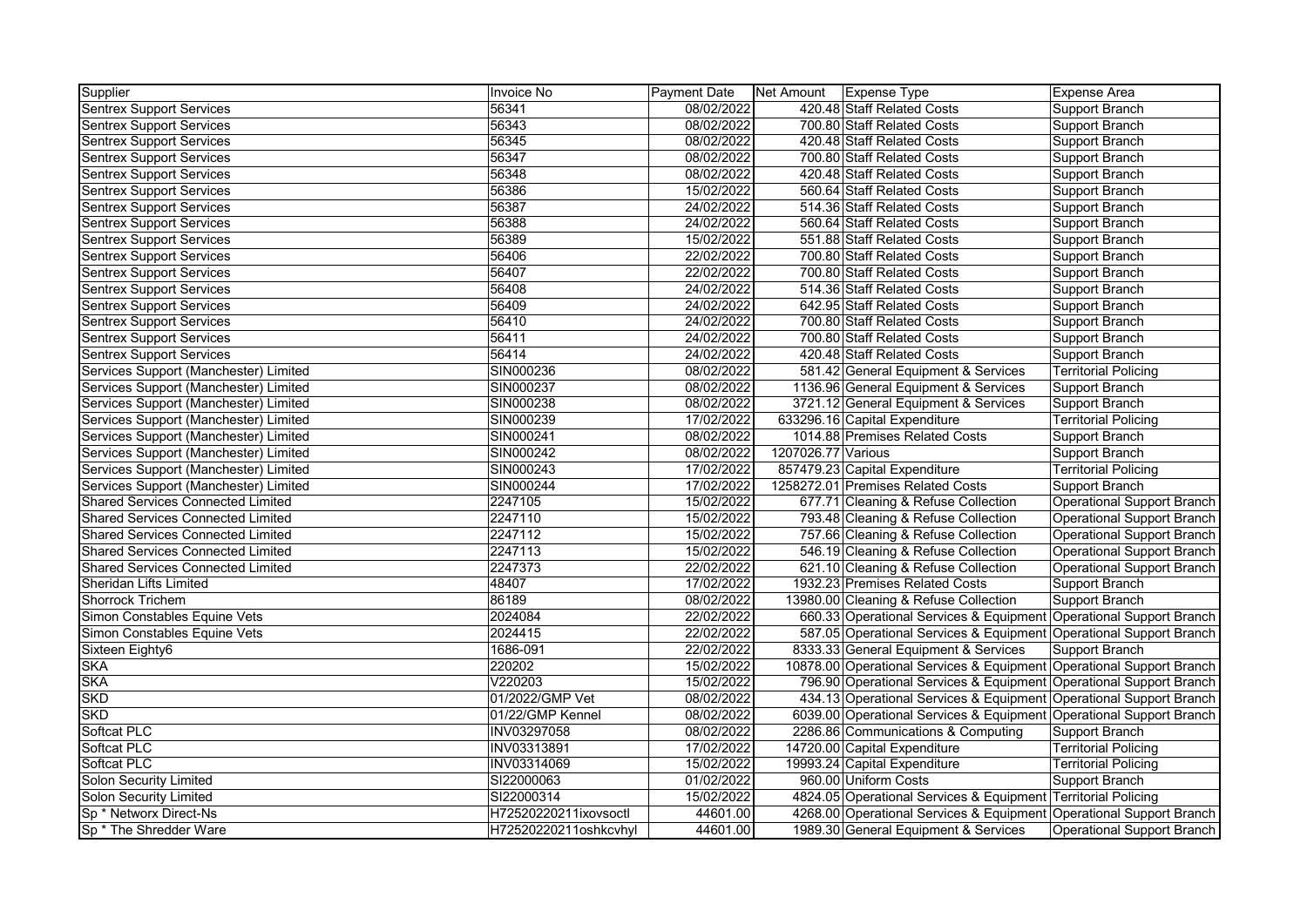| Supplier | Invoice No | Payment Date | Net Amount | Expense Type | Expense Area |
|---|---|---|---|---|---|
| Sentrex Support Services | 56341 | 08/02/2022 | 420.48 | Staff Related Costs | Support Branch |
| Sentrex Support Services | 56343 | 08/02/2022 | 700.80 | Staff Related Costs | Support Branch |
| Sentrex Support Services | 56345 | 08/02/2022 | 420.48 | Staff Related Costs | Support Branch |
| Sentrex Support Services | 56347 | 08/02/2022 | 700.80 | Staff Related Costs | Support Branch |
| Sentrex Support Services | 56348 | 08/02/2022 | 420.48 | Staff Related Costs | Support Branch |
| Sentrex Support Services | 56386 | 15/02/2022 | 560.64 | Staff Related Costs | Support Branch |
| Sentrex Support Services | 56387 | 24/02/2022 | 514.36 | Staff Related Costs | Support Branch |
| Sentrex Support Services | 56388 | 24/02/2022 | 560.64 | Staff Related Costs | Support Branch |
| Sentrex Support Services | 56389 | 15/02/2022 | 551.88 | Staff Related Costs | Support Branch |
| Sentrex Support Services | 56406 | 22/02/2022 | 700.80 | Staff Related Costs | Support Branch |
| Sentrex Support Services | 56407 | 22/02/2022 | 700.80 | Staff Related Costs | Support Branch |
| Sentrex Support Services | 56408 | 24/02/2022 | 514.36 | Staff Related Costs | Support Branch |
| Sentrex Support Services | 56409 | 24/02/2022 | 642.95 | Staff Related Costs | Support Branch |
| Sentrex Support Services | 56410 | 24/02/2022 | 700.80 | Staff Related Costs | Support Branch |
| Sentrex Support Services | 56411 | 24/02/2022 | 700.80 | Staff Related Costs | Support Branch |
| Sentrex Support Services | 56414 | 24/02/2022 | 420.48 | Staff Related Costs | Support Branch |
| Services Support (Manchester) Limited | SIN000236 | 08/02/2022 | 581.42 | General Equipment & Services | Territorial Policing |
| Services Support (Manchester) Limited | SIN000237 | 08/02/2022 | 1136.96 | General Equipment & Services | Support Branch |
| Services Support (Manchester) Limited | SIN000238 | 08/02/2022 | 3721.12 | General Equipment & Services | Support Branch |
| Services Support (Manchester) Limited | SIN000239 | 17/02/2022 | 633296.16 | Capital Expenditure | Territorial Policing |
| Services Support (Manchester) Limited | SIN000241 | 08/02/2022 | 1014.88 | Premises Related Costs | Support Branch |
| Services Support (Manchester) Limited | SIN000242 | 08/02/2022 | 1207026.77 | Various | Support Branch |
| Services Support (Manchester) Limited | SIN000243 | 17/02/2022 | 857479.23 | Capital Expenditure | Territorial Policing |
| Services Support (Manchester) Limited | SIN000244 | 17/02/2022 | 1258272.01 | Premises Related Costs | Support Branch |
| Shared Services Connected Limited | 2247105 | 15/02/2022 | 677.71 | Cleaning & Refuse Collection | Operational Support Branch |
| Shared Services Connected Limited | 2247110 | 15/02/2022 | 793.48 | Cleaning & Refuse Collection | Operational Support Branch |
| Shared Services Connected Limited | 2247112 | 15/02/2022 | 757.66 | Cleaning & Refuse Collection | Operational Support Branch |
| Shared Services Connected Limited | 2247113 | 15/02/2022 | 546.19 | Cleaning & Refuse Collection | Operational Support Branch |
| Shared Services Connected Limited | 2247373 | 22/02/2022 | 621.10 | Cleaning & Refuse Collection | Operational Support Branch |
| Sheridan Lifts Limited | 48407 | 17/02/2022 | 1932.23 | Premises Related Costs | Support Branch |
| Shorrock Trichem | 86189 | 08/02/2022 | 13980.00 | Cleaning & Refuse Collection | Support Branch |
| Simon Constables Equine Vets | 2024084 | 22/02/2022 | 660.33 | Operational Services & Equipment | Operational Support Branch |
| Simon Constables Equine Vets | 2024415 | 22/02/2022 | 587.05 | Operational Services & Equipment | Operational Support Branch |
| Sixteen Eighty6 | 1686-091 | 22/02/2022 | 8333.33 | General Equipment & Services | Support Branch |
| SKA | 220202 | 15/02/2022 | 10878.00 | Operational Services & Equipment | Operational Support Branch |
| SKA | V220203 | 15/02/2022 | 796.90 | Operational Services & Equipment | Operational Support Branch |
| SKD | 01/2022/GMP Vet | 08/02/2022 | 434.13 | Operational Services & Equipment | Operational Support Branch |
| SKD | 01/22/GMP Kennel | 08/02/2022 | 6039.00 | Operational Services & Equipment | Operational Support Branch |
| Softcat PLC | INV03297058 | 08/02/2022 | 2286.86 | Communications & Computing | Support Branch |
| Softcat PLC | INV03313891 | 17/02/2022 | 14720.00 | Capital Expenditure | Territorial Policing |
| Softcat PLC | INV03314069 | 15/02/2022 | 19993.24 | Capital Expenditure | Territorial Policing |
| Solon Security Limited | SI22000063 | 01/02/2022 | 960.00 | Uniform Costs | Support Branch |
| Solon Security Limited | SI22000314 | 15/02/2022 | 4824.05 | Operational Services & Equipment | Territorial Policing |
| Sp * Networx Direct-Ns | H72520220211ixovsoctl | 44601.00 | 4268.00 | Operational Services & Equipment | Operational Support Branch |
| Sp * The Shredder Ware | H72520220211oshkcvhyl | 44601.00 | 1989.30 | General Equipment & Services | Operational Support Branch |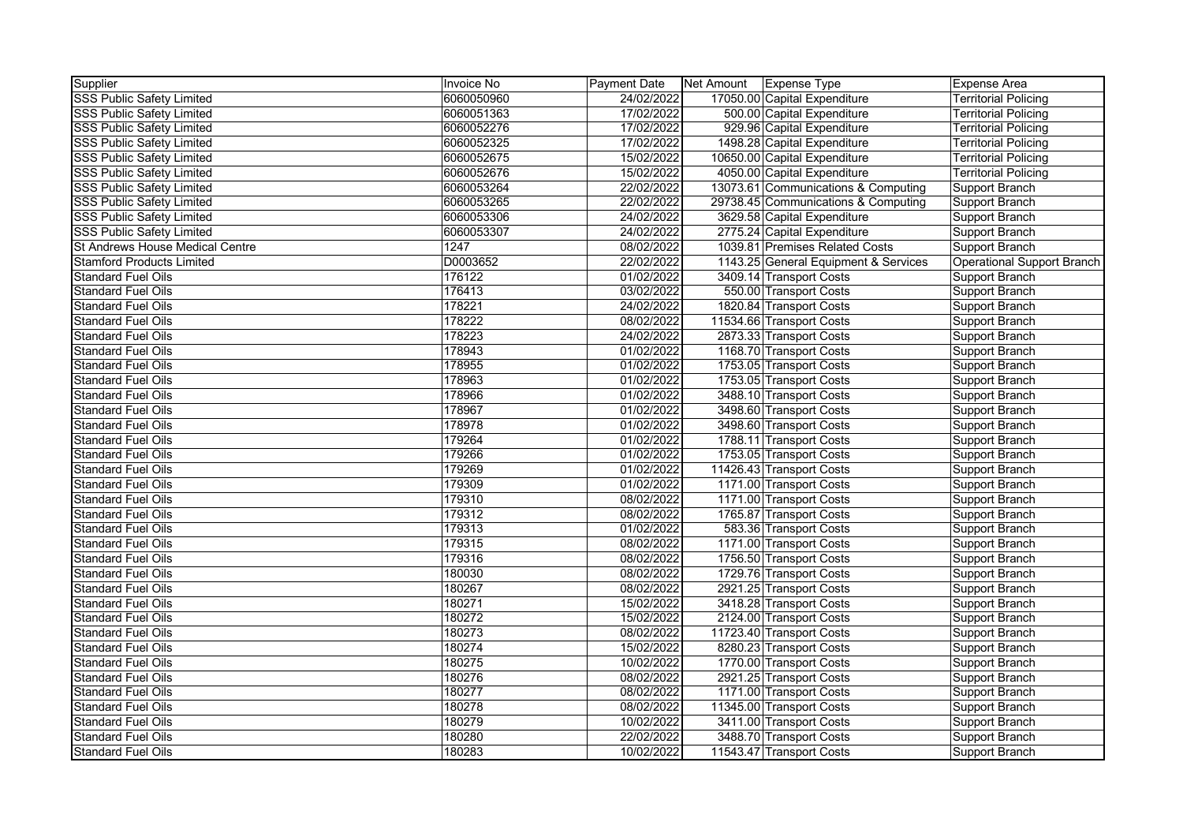| Supplier | Invoice No | Payment Date | Net Amount | Expense Type | Expense Area |
|---|---|---|---|---|---|
| SSS Public Safety Limited | 6060050960 | 24/02/2022 | 17050.00 | Capital Expenditure | Territorial Policing |
| SSS Public Safety Limited | 6060051363 | 17/02/2022 | 500.00 | Capital Expenditure | Territorial Policing |
| SSS Public Safety Limited | 6060052276 | 17/02/2022 | 929.96 | Capital Expenditure | Territorial Policing |
| SSS Public Safety Limited | 6060052325 | 17/02/2022 | 1498.28 | Capital Expenditure | Territorial Policing |
| SSS Public Safety Limited | 6060052675 | 15/02/2022 | 10650.00 | Capital Expenditure | Territorial Policing |
| SSS Public Safety Limited | 6060052676 | 15/02/2022 | 4050.00 | Capital Expenditure | Territorial Policing |
| SSS Public Safety Limited | 6060053264 | 22/02/2022 | 13073.61 | Communications & Computing | Support Branch |
| SSS Public Safety Limited | 6060053265 | 22/02/2022 | 29738.45 | Communications & Computing | Support Branch |
| SSS Public Safety Limited | 6060053306 | 24/02/2022 | 3629.58 | Capital Expenditure | Support Branch |
| SSS Public Safety Limited | 6060053307 | 24/02/2022 | 2775.24 | Capital Expenditure | Support Branch |
| St Andrews House Medical Centre | 1247 | 08/02/2022 | 1039.81 | Premises Related Costs | Support Branch |
| Stamford Products Limited | D0003652 | 22/02/2022 | 1143.25 | General Equipment & Services | Operational Support Branch |
| Standard Fuel Oils | 176122 | 01/02/2022 | 3409.14 | Transport Costs | Support Branch |
| Standard Fuel Oils | 176413 | 03/02/2022 | 550.00 | Transport Costs | Support Branch |
| Standard Fuel Oils | 178221 | 24/02/2022 | 1820.84 | Transport Costs | Support Branch |
| Standard Fuel Oils | 178222 | 08/02/2022 | 11534.66 | Transport Costs | Support Branch |
| Standard Fuel Oils | 178223 | 24/02/2022 | 2873.33 | Transport Costs | Support Branch |
| Standard Fuel Oils | 178943 | 01/02/2022 | 1168.70 | Transport Costs | Support Branch |
| Standard Fuel Oils | 178955 | 01/02/2022 | 1753.05 | Transport Costs | Support Branch |
| Standard Fuel Oils | 178963 | 01/02/2022 | 1753.05 | Transport Costs | Support Branch |
| Standard Fuel Oils | 178966 | 01/02/2022 | 3488.10 | Transport Costs | Support Branch |
| Standard Fuel Oils | 178967 | 01/02/2022 | 3498.60 | Transport Costs | Support Branch |
| Standard Fuel Oils | 178978 | 01/02/2022 | 3498.60 | Transport Costs | Support Branch |
| Standard Fuel Oils | 179264 | 01/02/2022 | 1788.11 | Transport Costs | Support Branch |
| Standard Fuel Oils | 179266 | 01/02/2022 | 1753.05 | Transport Costs | Support Branch |
| Standard Fuel Oils | 179269 | 01/02/2022 | 11426.43 | Transport Costs | Support Branch |
| Standard Fuel Oils | 179309 | 01/02/2022 | 1171.00 | Transport Costs | Support Branch |
| Standard Fuel Oils | 179310 | 08/02/2022 | 1171.00 | Transport Costs | Support Branch |
| Standard Fuel Oils | 179312 | 08/02/2022 | 1765.87 | Transport Costs | Support Branch |
| Standard Fuel Oils | 179313 | 01/02/2022 | 583.36 | Transport Costs | Support Branch |
| Standard Fuel Oils | 179315 | 08/02/2022 | 1171.00 | Transport Costs | Support Branch |
| Standard Fuel Oils | 179316 | 08/02/2022 | 1756.50 | Transport Costs | Support Branch |
| Standard Fuel Oils | 180030 | 08/02/2022 | 1729.76 | Transport Costs | Support Branch |
| Standard Fuel Oils | 180267 | 08/02/2022 | 2921.25 | Transport Costs | Support Branch |
| Standard Fuel Oils | 180271 | 15/02/2022 | 3418.28 | Transport Costs | Support Branch |
| Standard Fuel Oils | 180272 | 15/02/2022 | 2124.00 | Transport Costs | Support Branch |
| Standard Fuel Oils | 180273 | 08/02/2022 | 11723.40 | Transport Costs | Support Branch |
| Standard Fuel Oils | 180274 | 15/02/2022 | 8280.23 | Transport Costs | Support Branch |
| Standard Fuel Oils | 180275 | 10/02/2022 | 1770.00 | Transport Costs | Support Branch |
| Standard Fuel Oils | 180276 | 08/02/2022 | 2921.25 | Transport Costs | Support Branch |
| Standard Fuel Oils | 180277 | 08/02/2022 | 1171.00 | Transport Costs | Support Branch |
| Standard Fuel Oils | 180278 | 08/02/2022 | 11345.00 | Transport Costs | Support Branch |
| Standard Fuel Oils | 180279 | 10/02/2022 | 3411.00 | Transport Costs | Support Branch |
| Standard Fuel Oils | 180280 | 22/02/2022 | 3488.70 | Transport Costs | Support Branch |
| Standard Fuel Oils | 180283 | 10/02/2022 | 11543.47 | Transport Costs | Support Branch |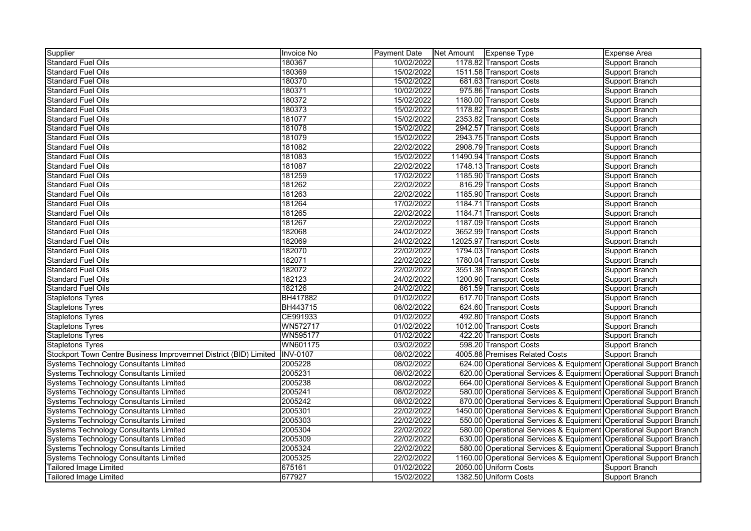| Supplier | Invoice No | Payment Date | Net Amount | Expense Type | Expense Area |
|---|---|---|---|---|---|
| Standard Fuel Oils | 180367 | 10/02/2022 | 1178.82 | Transport Costs | Support Branch |
| Standard Fuel Oils | 180369 | 15/02/2022 | 1511.58 | Transport Costs | Support Branch |
| Standard Fuel Oils | 180370 | 15/02/2022 | 681.63 | Transport Costs | Support Branch |
| Standard Fuel Oils | 180371 | 10/02/2022 | 975.86 | Transport Costs | Support Branch |
| Standard Fuel Oils | 180372 | 15/02/2022 | 1180.00 | Transport Costs | Support Branch |
| Standard Fuel Oils | 180373 | 15/02/2022 | 1178.82 | Transport Costs | Support Branch |
| Standard Fuel Oils | 181077 | 15/02/2022 | 2353.82 | Transport Costs | Support Branch |
| Standard Fuel Oils | 181078 | 15/02/2022 | 2942.57 | Transport Costs | Support Branch |
| Standard Fuel Oils | 181079 | 15/02/2022 | 2943.75 | Transport Costs | Support Branch |
| Standard Fuel Oils | 181082 | 22/02/2022 | 2908.79 | Transport Costs | Support Branch |
| Standard Fuel Oils | 181083 | 15/02/2022 | 11490.94 | Transport Costs | Support Branch |
| Standard Fuel Oils | 181087 | 22/02/2022 | 1748.13 | Transport Costs | Support Branch |
| Standard Fuel Oils | 181259 | 17/02/2022 | 1185.90 | Transport Costs | Support Branch |
| Standard Fuel Oils | 181262 | 22/02/2022 | 816.29 | Transport Costs | Support Branch |
| Standard Fuel Oils | 181263 | 22/02/2022 | 1185.90 | Transport Costs | Support Branch |
| Standard Fuel Oils | 181264 | 17/02/2022 | 1184.71 | Transport Costs | Support Branch |
| Standard Fuel Oils | 181265 | 22/02/2022 | 1184.71 | Transport Costs | Support Branch |
| Standard Fuel Oils | 181267 | 22/02/2022 | 1187.09 | Transport Costs | Support Branch |
| Standard Fuel Oils | 182068 | 24/02/2022 | 3652.99 | Transport Costs | Support Branch |
| Standard Fuel Oils | 182069 | 24/02/2022 | 12025.97 | Transport Costs | Support Branch |
| Standard Fuel Oils | 182070 | 22/02/2022 | 1794.03 | Transport Costs | Support Branch |
| Standard Fuel Oils | 182071 | 22/02/2022 | 1780.04 | Transport Costs | Support Branch |
| Standard Fuel Oils | 182072 | 22/02/2022 | 3551.38 | Transport Costs | Support Branch |
| Standard Fuel Oils | 182123 | 24/02/2022 | 1200.90 | Transport Costs | Support Branch |
| Standard Fuel Oils | 182126 | 24/02/2022 | 861.59 | Transport Costs | Support Branch |
| Stapletons Tyres | BH417882 | 01/02/2022 | 617.70 | Transport Costs | Support Branch |
| Stapletons Tyres | BH443715 | 08/02/2022 | 624.60 | Transport Costs | Support Branch |
| Stapletons Tyres | CE991933 | 01/02/2022 | 492.80 | Transport Costs | Support Branch |
| Stapletons Tyres | WN572717 | 01/02/2022 | 1012.00 | Transport Costs | Support Branch |
| Stapletons Tyres | WN595177 | 01/02/2022 | 422.20 | Transport Costs | Support Branch |
| Stapletons Tyres | WN601175 | 03/02/2022 | 598.20 | Transport Costs | Support Branch |
| Stockport Town Centre Business Improvemnet District (BID) Limited | INV-0107 | 08/02/2022 | 4005.88 | Premises Related Costs | Support Branch |
| Systems Technology Consultants Limited | 2005228 | 08/02/2022 | 624.00 | Operational Services & Equipment | Operational Support Branch |
| Systems Technology Consultants Limited | 2005231 | 08/02/2022 | 620.00 | Operational Services & Equipment | Operational Support Branch |
| Systems Technology Consultants Limited | 2005238 | 08/02/2022 | 664.00 | Operational Services & Equipment | Operational Support Branch |
| Systems Technology Consultants Limited | 2005241 | 08/02/2022 | 580.00 | Operational Services & Equipment | Operational Support Branch |
| Systems Technology Consultants Limited | 2005242 | 08/02/2022 | 870.00 | Operational Services & Equipment | Operational Support Branch |
| Systems Technology Consultants Limited | 2005301 | 22/02/2022 | 1450.00 | Operational Services & Equipment | Operational Support Branch |
| Systems Technology Consultants Limited | 2005303 | 22/02/2022 | 550.00 | Operational Services & Equipment | Operational Support Branch |
| Systems Technology Consultants Limited | 2005304 | 22/02/2022 | 580.00 | Operational Services & Equipment | Operational Support Branch |
| Systems Technology Consultants Limited | 2005309 | 22/02/2022 | 630.00 | Operational Services & Equipment | Operational Support Branch |
| Systems Technology Consultants Limited | 2005324 | 22/02/2022 | 580.00 | Operational Services & Equipment | Operational Support Branch |
| Systems Technology Consultants Limited | 2005325 | 22/02/2022 | 1160.00 | Operational Services & Equipment | Operational Support Branch |
| Tailored Image Limited | 675161 | 01/02/2022 | 2050.00 | Uniform Costs | Support Branch |
| Tailored Image Limited | 677927 | 15/02/2022 | 1382.50 | Uniform Costs | Support Branch |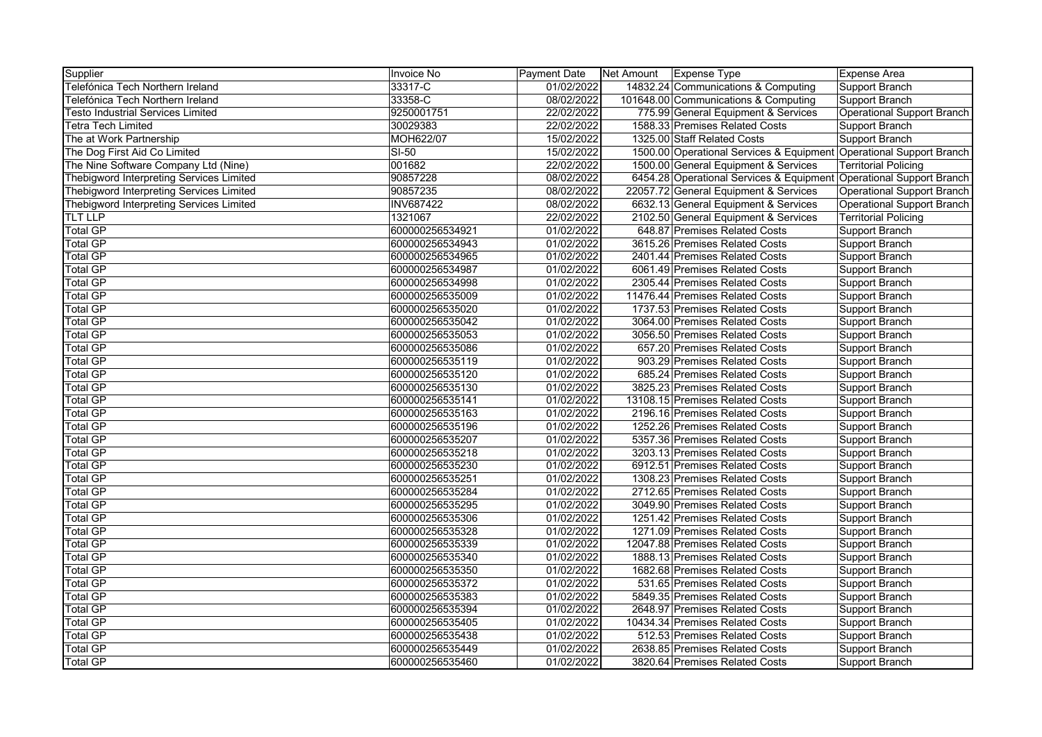| Supplier | Invoice No | Payment Date | Net Amount | Expense Type | Expense Area |
|---|---|---|---|---|---|
| Telefónica Tech Northern Ireland | 33317-C | 01/02/2022 | 14832.24 | Communications & Computing | Support Branch |
| Telefónica Tech Northern Ireland | 33358-C | 08/02/2022 | 101648.00 | Communications & Computing | Support Branch |
| Testo Industrial Services Limited | 9250001751 | 22/02/2022 | 775.99 | General Equipment & Services | Operational Support Branch |
| Tetra Tech Limited | 30029383 | 22/02/2022 | 1588.33 | Premises Related Costs | Support Branch |
| The at Work Partnership | MOH622/07 | 15/02/2022 | 1325.00 | Staff Related Costs | Support Branch |
| The Dog First Aid Co Limited | SI-50 | 15/02/2022 | 1500.00 | Operational Services & Equipment | Operational Support Branch |
| The Nine Software Company Ltd (Nine) | 001682 | 22/02/2022 | 1500.00 | General Equipment & Services | Territorial Policing |
| Thebigword Interpreting Services Limited | 90857228 | 08/02/2022 | 6454.28 | Operational Services & Equipment | Operational Support Branch |
| Thebigword Interpreting Services Limited | 90857235 | 08/02/2022 | 22057.72 | General Equipment & Services | Operational Support Branch |
| Thebigword Interpreting Services Limited | INV687422 | 08/02/2022 | 6632.13 | General Equipment & Services | Operational Support Branch |
| TLT LLP | 1321067 | 22/02/2022 | 2102.50 | General Equipment & Services | Territorial Policing |
| Total GP | 600000256534921 | 01/02/2022 | 648.87 | Premises Related Costs | Support Branch |
| Total GP | 600000256534943 | 01/02/2022 | 3615.26 | Premises Related Costs | Support Branch |
| Total GP | 600000256534965 | 01/02/2022 | 2401.44 | Premises Related Costs | Support Branch |
| Total GP | 600000256534987 | 01/02/2022 | 6061.49 | Premises Related Costs | Support Branch |
| Total GP | 600000256534998 | 01/02/2022 | 2305.44 | Premises Related Costs | Support Branch |
| Total GP | 600000256535009 | 01/02/2022 | 11476.44 | Premises Related Costs | Support Branch |
| Total GP | 600000256535020 | 01/02/2022 | 1737.53 | Premises Related Costs | Support Branch |
| Total GP | 600000256535042 | 01/02/2022 | 3064.00 | Premises Related Costs | Support Branch |
| Total GP | 600000256535053 | 01/02/2022 | 3056.50 | Premises Related Costs | Support Branch |
| Total GP | 600000256535086 | 01/02/2022 | 657.20 | Premises Related Costs | Support Branch |
| Total GP | 600000256535119 | 01/02/2022 | 903.29 | Premises Related Costs | Support Branch |
| Total GP | 600000256535120 | 01/02/2022 | 685.24 | Premises Related Costs | Support Branch |
| Total GP | 600000256535130 | 01/02/2022 | 3825.23 | Premises Related Costs | Support Branch |
| Total GP | 600000256535141 | 01/02/2022 | 13108.15 | Premises Related Costs | Support Branch |
| Total GP | 600000256535163 | 01/02/2022 | 2196.16 | Premises Related Costs | Support Branch |
| Total GP | 600000256535196 | 01/02/2022 | 1252.26 | Premises Related Costs | Support Branch |
| Total GP | 600000256535207 | 01/02/2022 | 5357.36 | Premises Related Costs | Support Branch |
| Total GP | 600000256535218 | 01/02/2022 | 3203.13 | Premises Related Costs | Support Branch |
| Total GP | 600000256535230 | 01/02/2022 | 6912.51 | Premises Related Costs | Support Branch |
| Total GP | 600000256535251 | 01/02/2022 | 1308.23 | Premises Related Costs | Support Branch |
| Total GP | 600000256535284 | 01/02/2022 | 2712.65 | Premises Related Costs | Support Branch |
| Total GP | 600000256535295 | 01/02/2022 | 3049.90 | Premises Related Costs | Support Branch |
| Total GP | 600000256535306 | 01/02/2022 | 1251.42 | Premises Related Costs | Support Branch |
| Total GP | 600000256535328 | 01/02/2022 | 1271.09 | Premises Related Costs | Support Branch |
| Total GP | 600000256535339 | 01/02/2022 | 12047.88 | Premises Related Costs | Support Branch |
| Total GP | 600000256535340 | 01/02/2022 | 1888.13 | Premises Related Costs | Support Branch |
| Total GP | 600000256535350 | 01/02/2022 | 1682.68 | Premises Related Costs | Support Branch |
| Total GP | 600000256535372 | 01/02/2022 | 531.65 | Premises Related Costs | Support Branch |
| Total GP | 600000256535383 | 01/02/2022 | 5849.35 | Premises Related Costs | Support Branch |
| Total GP | 600000256535394 | 01/02/2022 | 2648.97 | Premises Related Costs | Support Branch |
| Total GP | 600000256535405 | 01/02/2022 | 10434.34 | Premises Related Costs | Support Branch |
| Total GP | 600000256535438 | 01/02/2022 | 512.53 | Premises Related Costs | Support Branch |
| Total GP | 600000256535449 | 01/02/2022 | 2638.85 | Premises Related Costs | Support Branch |
| Total GP | 600000256535460 | 01/02/2022 | 3820.64 | Premises Related Costs | Support Branch |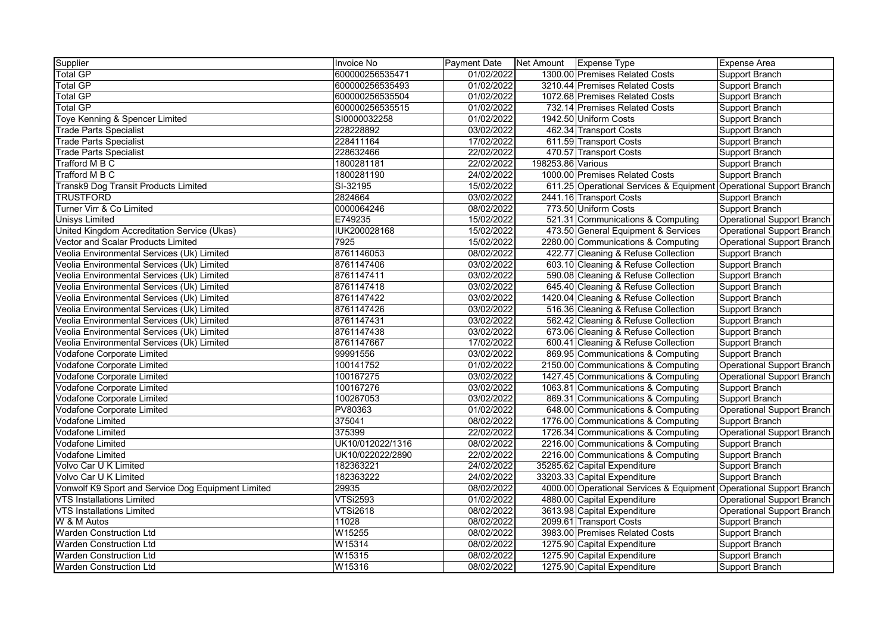| Supplier | Invoice No | Payment Date | Net Amount | Expense Type | Expense Area |
| --- | --- | --- | --- | --- | --- |
| Total GP | 600000256535471 | 01/02/2022 | 1300.00 | Premises Related Costs | Support Branch |
| Total GP | 600000256535493 | 01/02/2022 | 3210.44 | Premises Related Costs | Support Branch |
| Total GP | 600000256535504 | 01/02/2022 | 1072.68 | Premises Related Costs | Support Branch |
| Total GP | 600000256535515 | 01/02/2022 | 732.14 | Premises Related Costs | Support Branch |
| Toye Kenning & Spencer Limited | SI0000032258 | 01/02/2022 | 1942.50 | Uniform Costs | Support Branch |
| Trade Parts Specialist | 228228892 | 03/02/2022 | 462.34 | Transport Costs | Support Branch |
| Trade Parts Specialist | 228411164 | 17/02/2022 | 611.59 | Transport Costs | Support Branch |
| Trade Parts Specialist | 228632466 | 22/02/2022 | 470.57 | Transport Costs | Support Branch |
| Trafford M B C | 1800281181 | 22/02/2022 | 198253.86 | Various | Support Branch |
| Trafford M B C | 1800281190 | 24/02/2022 | 1000.00 | Premises Related Costs | Support Branch |
| Transk9 Dog Transit Products Limited | SI-32195 | 15/02/2022 | 611.25 | Operational Services & Equipment | Operational Support Branch |
| TRUSTFORD | 2824664 | 03/02/2022 | 2441.16 | Transport Costs | Support Branch |
| Turner Virr & Co Limited | 0000064246 | 08/02/2022 | 773.50 | Uniform Costs | Support Branch |
| Unisys Limited | E749235 | 15/02/2022 | 521.31 | Communications & Computing | Operational Support Branch |
| United Kingdom Accreditation Service (Ukas) | IUK200028168 | 15/02/2022 | 473.50 | General Equipment & Services | Operational Support Branch |
| Vector and Scalar Products Limited | 7925 | 15/02/2022 | 2280.00 | Communications & Computing | Operational Support Branch |
| Veolia Environmental Services (Uk) Limited | 8761146053 | 08/02/2022 | 422.77 | Cleaning & Refuse Collection | Support Branch |
| Veolia Environmental Services (Uk) Limited | 8761147406 | 03/02/2022 | 603.10 | Cleaning & Refuse Collection | Support Branch |
| Veolia Environmental Services (Uk) Limited | 8761147411 | 03/02/2022 | 590.08 | Cleaning & Refuse Collection | Support Branch |
| Veolia Environmental Services (Uk) Limited | 8761147418 | 03/02/2022 | 645.40 | Cleaning & Refuse Collection | Support Branch |
| Veolia Environmental Services (Uk) Limited | 8761147422 | 03/02/2022 | 1420.04 | Cleaning & Refuse Collection | Support Branch |
| Veolia Environmental Services (Uk) Limited | 8761147426 | 03/02/2022 | 516.36 | Cleaning & Refuse Collection | Support Branch |
| Veolia Environmental Services (Uk) Limited | 8761147431 | 03/02/2022 | 562.42 | Cleaning & Refuse Collection | Support Branch |
| Veolia Environmental Services (Uk) Limited | 8761147438 | 03/02/2022 | 673.06 | Cleaning & Refuse Collection | Support Branch |
| Veolia Environmental Services (Uk) Limited | 8761147667 | 17/02/2022 | 600.41 | Cleaning & Refuse Collection | Support Branch |
| Vodafone Corporate Limited | 99991556 | 03/02/2022 | 869.95 | Communications & Computing | Support Branch |
| Vodafone Corporate Limited | 100141752 | 01/02/2022 | 2150.00 | Communications & Computing | Operational Support Branch |
| Vodafone Corporate Limited | 100167275 | 03/02/2022 | 1427.45 | Communications & Computing | Operational Support Branch |
| Vodafone Corporate Limited | 100167276 | 03/02/2022 | 1063.81 | Communications & Computing | Support Branch |
| Vodafone Corporate Limited | 100267053 | 03/02/2022 | 869.31 | Communications & Computing | Support Branch |
| Vodafone Corporate Limited | PV80363 | 01/02/2022 | 648.00 | Communications & Computing | Operational Support Branch |
| Vodafone Limited | 375041 | 08/02/2022 | 1776.00 | Communications & Computing | Support Branch |
| Vodafone Limited | 375399 | 22/02/2022 | 1726.34 | Communications & Computing | Operational Support Branch |
| Vodafone Limited | UK10/012022/1316 | 08/02/2022 | 2216.00 | Communications & Computing | Support Branch |
| Vodafone Limited | UK10/022022/2890 | 22/02/2022 | 2216.00 | Communications & Computing | Support Branch |
| Volvo Car U K Limited | 182363221 | 24/02/2022 | 35285.62 | Capital Expenditure | Support Branch |
| Volvo Car U K Limited | 182363222 | 24/02/2022 | 33203.33 | Capital Expenditure | Support Branch |
| Vonwolf K9 Sport and Service Dog Equipment Limited | 29935 | 08/02/2022 | 4000.00 | Operational Services & Equipment | Operational Support Branch |
| VTS Installations Limited | VTSi2593 | 01/02/2022 | 4880.00 | Capital Expenditure | Operational Support Branch |
| VTS Installations Limited | VTSi2618 | 08/02/2022 | 3613.98 | Capital Expenditure | Operational Support Branch |
| W & M Autos | 11028 | 08/02/2022 | 2099.61 | Transport Costs | Support Branch |
| Warden Construction Ltd | W15255 | 08/02/2022 | 3983.00 | Premises Related Costs | Support Branch |
| Warden Construction Ltd | W15314 | 08/02/2022 | 1275.90 | Capital Expenditure | Support Branch |
| Warden Construction Ltd | W15315 | 08/02/2022 | 1275.90 | Capital Expenditure | Support Branch |
| Warden Construction Ltd | W15316 | 08/02/2022 | 1275.90 | Capital Expenditure | Support Branch |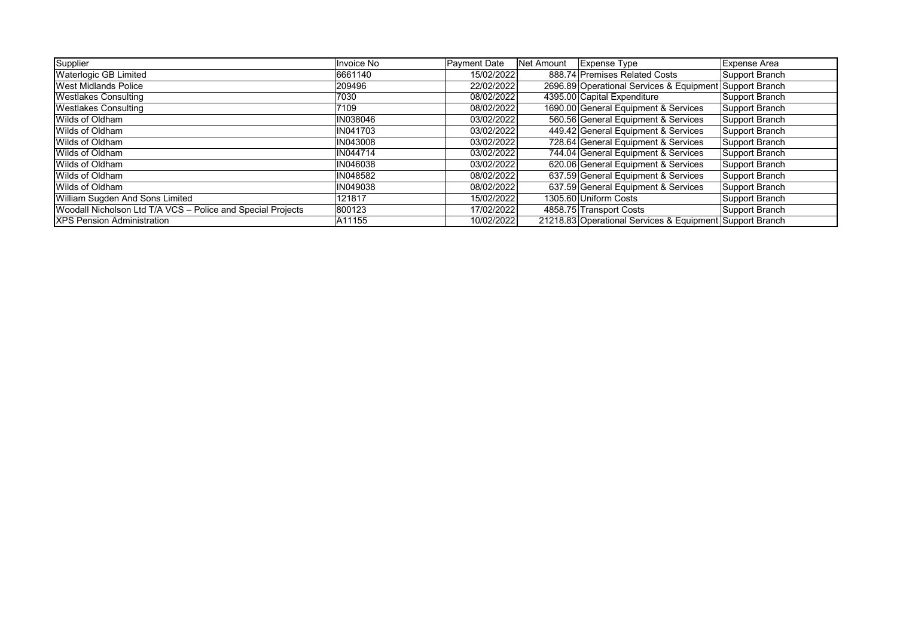| Supplier | Invoice No | Payment Date | Net Amount | Expense Type | Expense Area |
|---|---|---|---|---|---|
| Waterlogic GB Limited | 6661140 | 15/02/2022 | 888.74 | Premises Related Costs | Support Branch |
| West Midlands Police | 209496 | 22/02/2022 | 2696.89 | Operational Services & Equipment | Support Branch |
| Westlakes Consulting | 7030 | 08/02/2022 | 4395.00 | Capital Expenditure | Support Branch |
| Westlakes Consulting | 7109 | 08/02/2022 | 1690.00 | General Equipment & Services | Support Branch |
| Wilds of Oldham | IN038046 | 03/02/2022 | 560.56 | General Equipment & Services | Support Branch |
| Wilds of Oldham | IN041703 | 03/02/2022 | 449.42 | General Equipment & Services | Support Branch |
| Wilds of Oldham | IN043008 | 03/02/2022 | 728.64 | General Equipment & Services | Support Branch |
| Wilds of Oldham | IN044714 | 03/02/2022 | 744.04 | General Equipment & Services | Support Branch |
| Wilds of Oldham | IN046038 | 03/02/2022 | 620.06 | General Equipment & Services | Support Branch |
| Wilds of Oldham | IN048582 | 08/02/2022 | 637.59 | General Equipment & Services | Support Branch |
| Wilds of Oldham | IN049038 | 08/02/2022 | 637.59 | General Equipment & Services | Support Branch |
| William Sugden And Sons Limited | 121817 | 15/02/2022 | 1305.60 | Uniform Costs | Support Branch |
| Woodall Nicholson Ltd T/A VCS – Police and Special Projects | 800123 | 17/02/2022 | 4858.75 | Transport Costs | Support Branch |
| XPS Pension Administration | A11155 | 10/02/2022 | 21218.83 | Operational Services & Equipment | Support Branch |